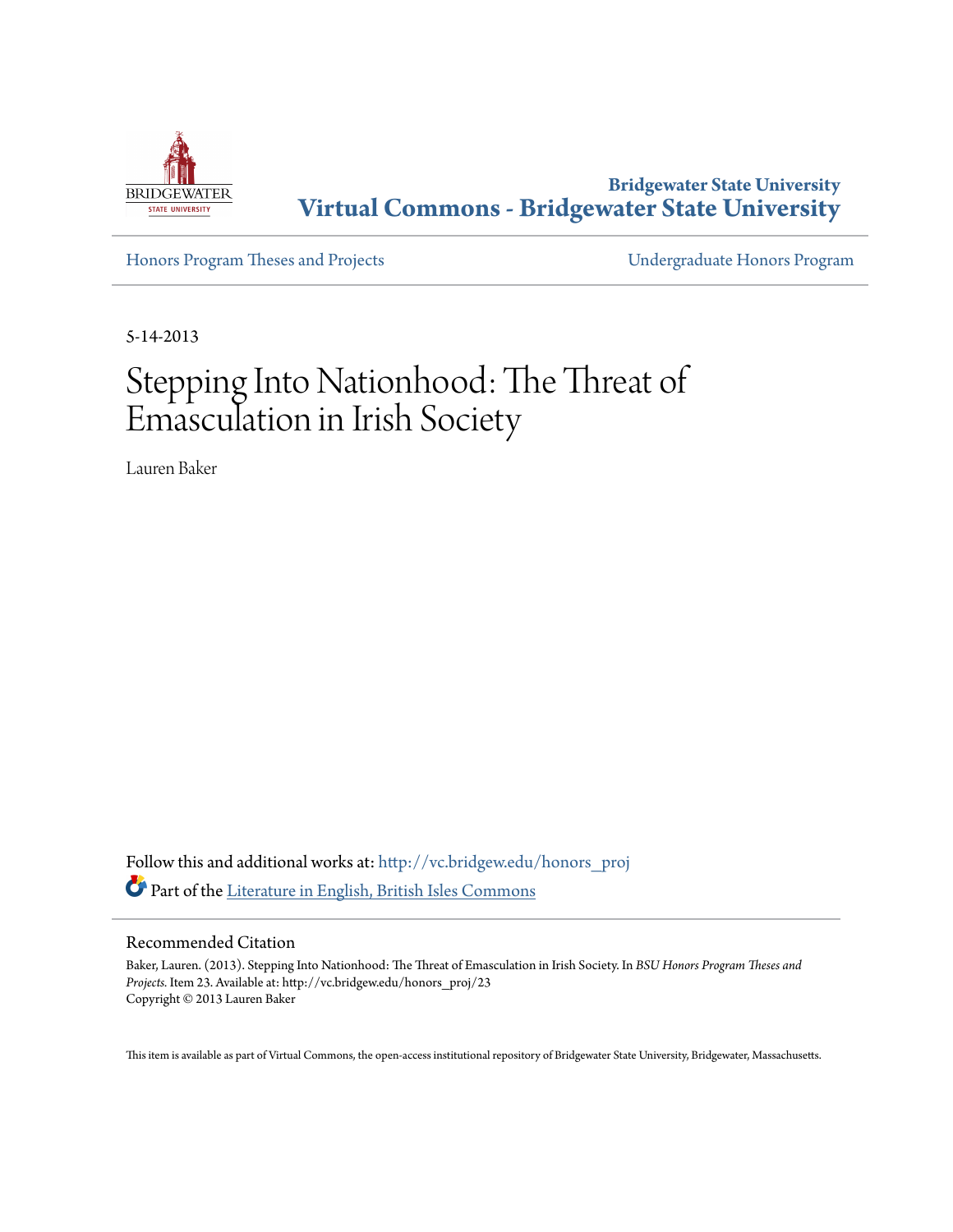Bridgewater State University

**Virtual Commons - Bridgewater State University**

Honors Program Theses and Projects

Undergraduate Honors Program

5-14-2013

# Stepping Into Nationhood: The Threat of Emasculation in Irish Society

Lauren Baker

Follow this and additional works at: http://vc.bridgew.edu/honors_proj

Part of the Literature in English, British Isles Commons

## Recommended Citation

Baker, Lauren. (2013). Stepping Into Nationhood: The Threat of Emasculation in Irish Society. In *BSU Honors Program Theses and Projects.* Item 23. Available at: http://vc.bridgew.edu/honors_proj/23

Copyright © 2013 Lauren Baker

This item is available as part of Virtual Commons, the open-access institutional repository of Bridgewater State University, Bridgewater, Massachusetts.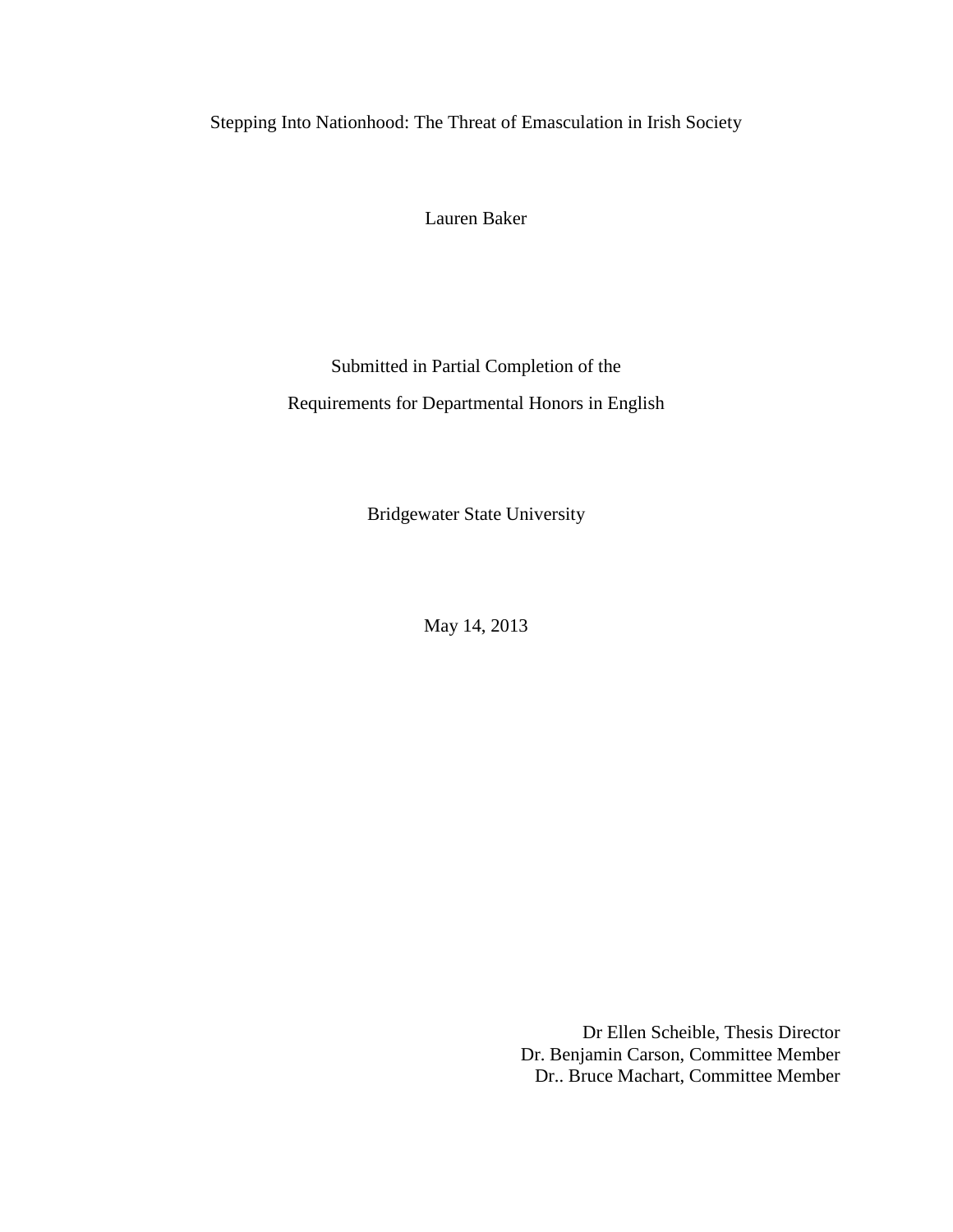Stepping Into Nationhood: The Threat of Emasculation in Irish Society

Lauren Baker

Submitted in Partial Completion of the

Requirements for Departmental Honors in English

Bridgewater State University

May 14, 2013

Dr Ellen Scheible, Thesis Director
Dr. Benjamin Carson, Committee Member
Dr.. Bruce Machart, Committee Member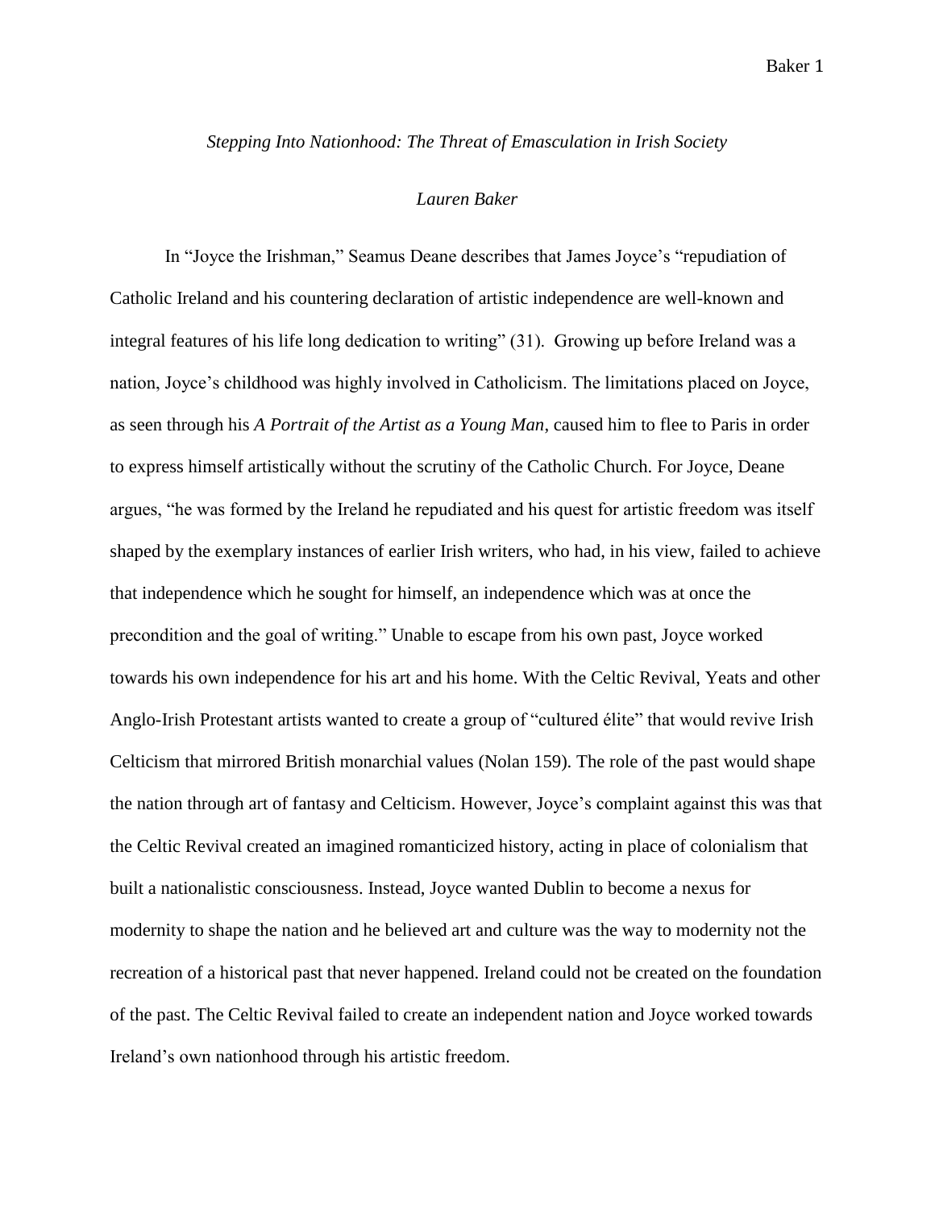*Stepping Into Nationhood: The Threat of Emasculation in Irish Society*

*Lauren Baker*

In "Joyce the Irishman," Seamus Deane describes that James Joyce's "repudiation of Catholic Ireland and his countering declaration of artistic independence are well-known and integral features of his life long dedication to writing" (31). Growing up before Ireland was a nation, Joyce's childhood was highly involved in Catholicism. The limitations placed on Joyce, as seen through his *A Portrait of the Artist as a Young Man*, caused him to flee to Paris in order to express himself artistically without the scrutiny of the Catholic Church. For Joyce, Deane argues, "he was formed by the Ireland he repudiated and his quest for artistic freedom was itself shaped by the exemplary instances of earlier Irish writers, who had, in his view, failed to achieve that independence which he sought for himself, an independence which was at once the precondition and the goal of writing." Unable to escape from his own past, Joyce worked towards his own independence for his art and his home. With the Celtic Revival, Yeats and other Anglo-Irish Protestant artists wanted to create a group of "cultured élite" that would revive Irish Celticism that mirrored British monarchial values (Nolan 159). The role of the past would shape the nation through art of fantasy and Celticism. However, Joyce's complaint against this was that the Celtic Revival created an imagined romanticized history, acting in place of colonialism that built a nationalistic consciousness. Instead, Joyce wanted Dublin to become a nexus for modernity to shape the nation and he believed art and culture was the way to modernity not the recreation of a historical past that never happened. Ireland could not be created on the foundation of the past. The Celtic Revival failed to create an independent nation and Joyce worked towards Ireland's own nationhood through his artistic freedom.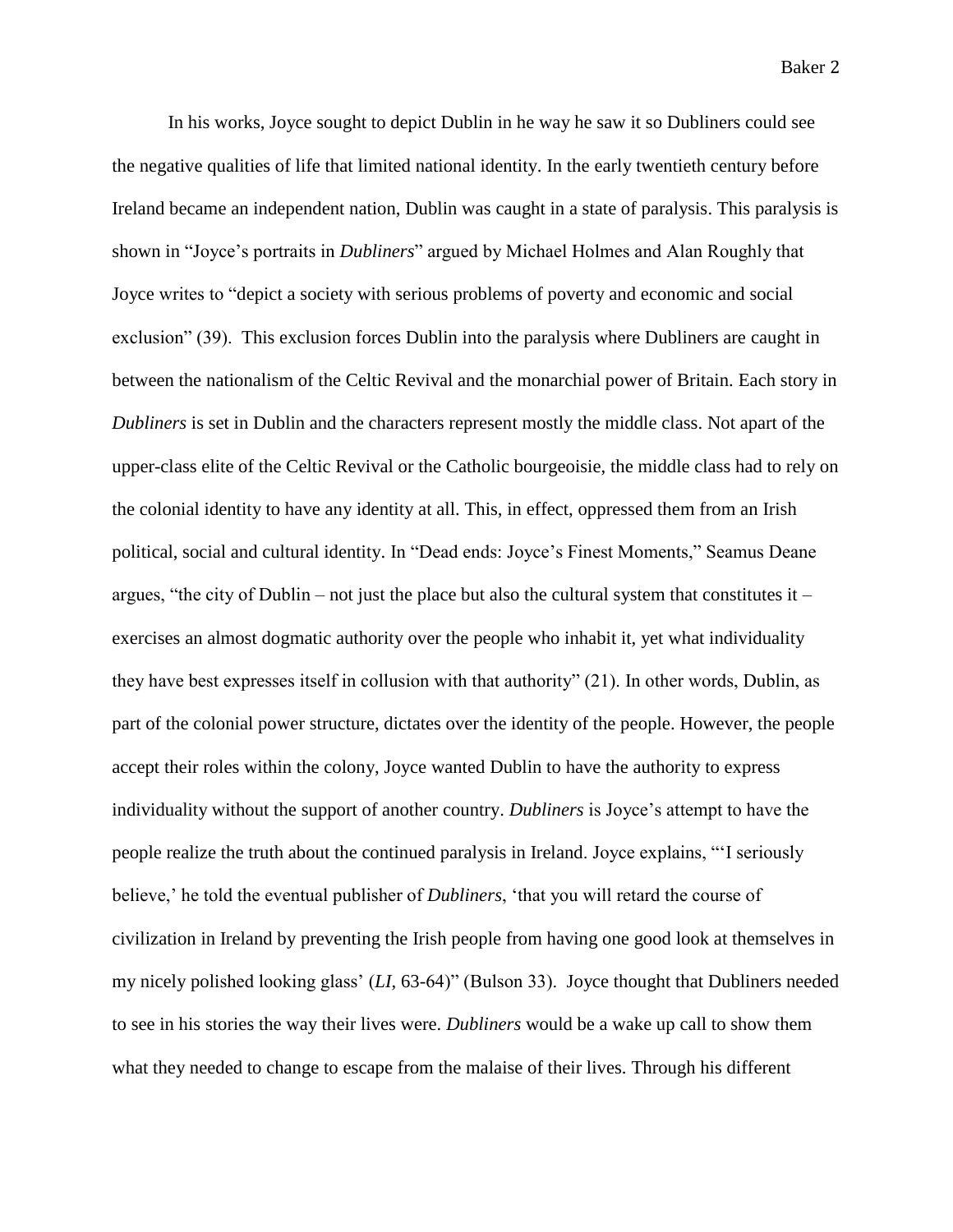In his works, Joyce sought to depict Dublin in he way he saw it so Dubliners could see the negative qualities of life that limited national identity. In the early twentieth century before Ireland became an independent nation, Dublin was caught in a state of paralysis. This paralysis is shown in "Joyce's portraits in *Dubliners*" argued by Michael Holmes and Alan Roughly that Joyce writes to "depict a society with serious problems of poverty and economic and social exclusion" (39). This exclusion forces Dublin into the paralysis where Dubliners are caught in between the nationalism of the Celtic Revival and the monarchial power of Britain. Each story in *Dubliners* is set in Dublin and the characters represent mostly the middle class. Not apart of the upper-class elite of the Celtic Revival or the Catholic bourgeoisie, the middle class had to rely on the colonial identity to have any identity at all. This, in effect, oppressed them from an Irish political, social and cultural identity. In "Dead ends: Joyce's Finest Moments," Seamus Deane argues, "the city of Dublin – not just the place but also the cultural system that constitutes it – exercises an almost dogmatic authority over the people who inhabit it, yet what individuality they have best expresses itself in collusion with that authority" (21). In other words, Dublin, as part of the colonial power structure, dictates over the identity of the people. However, the people accept their roles within the colony, Joyce wanted Dublin to have the authority to express individuality without the support of another country. *Dubliners* is Joyce's attempt to have the people realize the truth about the continued paralysis in Ireland. Joyce explains, "'I seriously believe,' he told the eventual publisher of *Dubliners*, 'that you will retard the course of civilization in Ireland by preventing the Irish people from having one good look at themselves in my nicely polished looking glass' (*LI*, 63-64)" (Bulson 33). Joyce thought that Dubliners needed to see in his stories the way their lives were. *Dubliners* would be a wake up call to show them what they needed to change to escape from the malaise of their lives. Through his different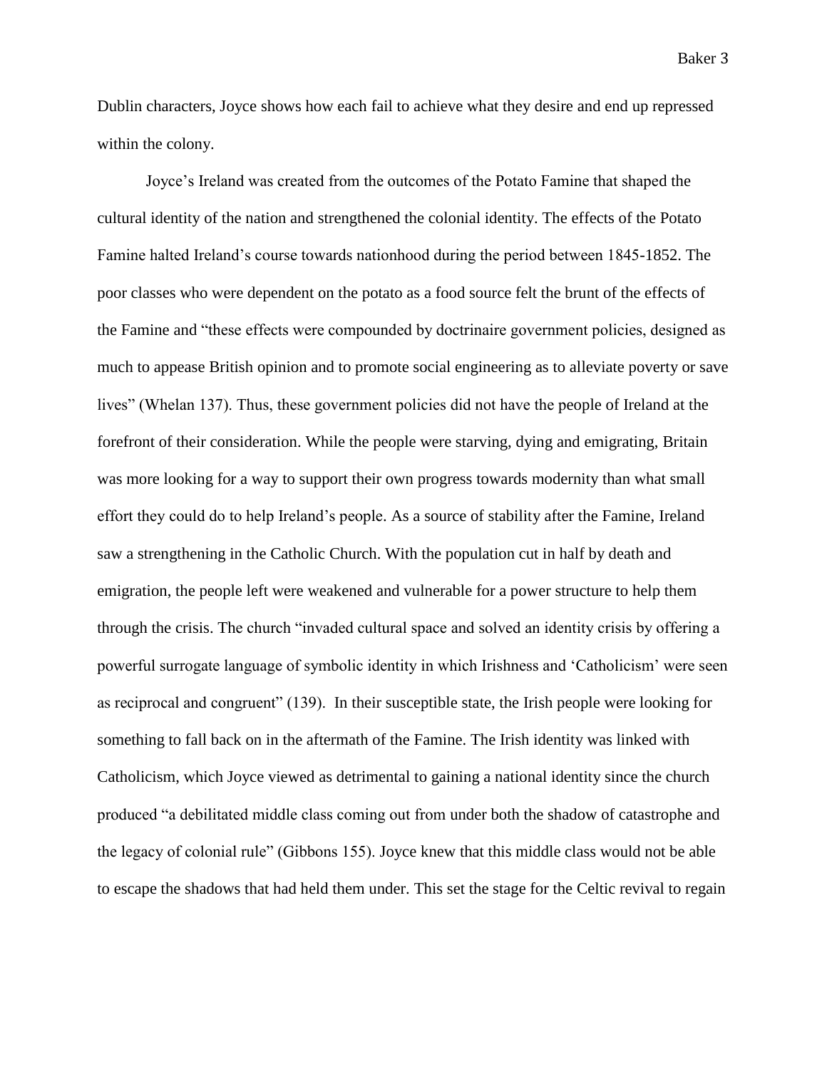Dublin characters, Joyce shows how each fail to achieve what they desire and end up repressed within the colony.

Joyce's Ireland was created from the outcomes of the Potato Famine that shaped the cultural identity of the nation and strengthened the colonial identity. The effects of the Potato Famine halted Ireland's course towards nationhood during the period between 1845-1852. The poor classes who were dependent on the potato as a food source felt the brunt of the effects of the Famine and "these effects were compounded by doctrinaire government policies, designed as much to appease British opinion and to promote social engineering as to alleviate poverty or save lives" (Whelan 137). Thus, these government policies did not have the people of Ireland at the forefront of their consideration. While the people were starving, dying and emigrating, Britain was more looking for a way to support their own progress towards modernity than what small effort they could do to help Ireland's people. As a source of stability after the Famine, Ireland saw a strengthening in the Catholic Church. With the population cut in half by death and emigration, the people left were weakened and vulnerable for a power structure to help them through the crisis. The church "invaded cultural space and solved an identity crisis by offering a powerful surrogate language of symbolic identity in which Irishness and 'Catholicism' were seen as reciprocal and congruent" (139). In their susceptible state, the Irish people were looking for something to fall back on in the aftermath of the Famine. The Irish identity was linked with Catholicism, which Joyce viewed as detrimental to gaining a national identity since the church produced "a debilitated middle class coming out from under both the shadow of catastrophe and the legacy of colonial rule" (Gibbons 155). Joyce knew that this middle class would not be able to escape the shadows that had held them under. This set the stage for the Celtic revival to regain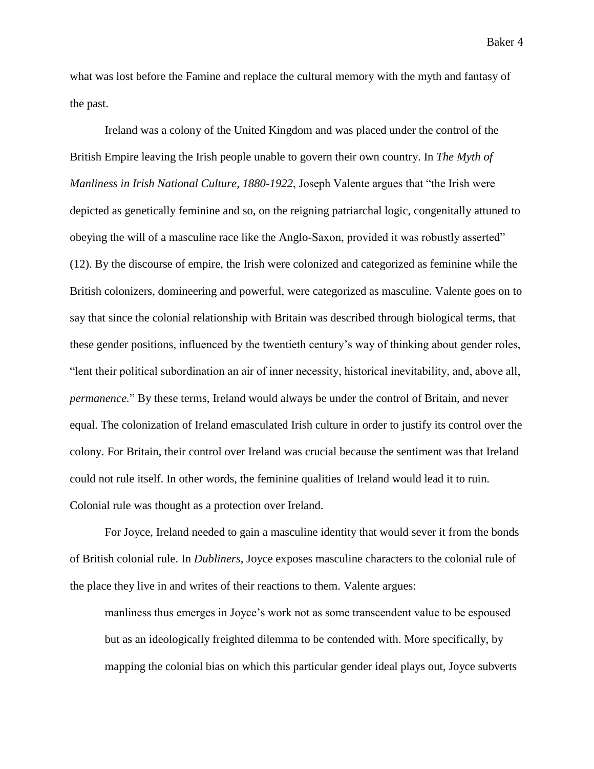what was lost before the Famine and replace the cultural memory with the myth and fantasy of the past.

Ireland was a colony of the United Kingdom and was placed under the control of the British Empire leaving the Irish people unable to govern their own country. In *The Myth of Manliness in Irish National Culture, 1880-1922*, Joseph Valente argues that "the Irish were depicted as genetically feminine and so, on the reigning patriarchal logic, congenitally attuned to obeying the will of a masculine race like the Anglo-Saxon, provided it was robustly asserted" (12). By the discourse of empire, the Irish were colonized and categorized as feminine while the British colonizers, domineering and powerful, were categorized as masculine. Valente goes on to say that since the colonial relationship with Britain was described through biological terms, that these gender positions, influenced by the twentieth century's way of thinking about gender roles, "lent their political subordination an air of inner necessity, historical inevitability, and, above all, *permanence.*" By these terms, Ireland would always be under the control of Britain, and never equal. The colonization of Ireland emasculated Irish culture in order to justify its control over the colony. For Britain, their control over Ireland was crucial because the sentiment was that Ireland could not rule itself. In other words, the feminine qualities of Ireland would lead it to ruin. Colonial rule was thought as a protection over Ireland.

For Joyce, Ireland needed to gain a masculine identity that would sever it from the bonds of British colonial rule. In *Dubliners*, Joyce exposes masculine characters to the colonial rule of the place they live in and writes of their reactions to them. Valente argues:

> manliness thus emerges in Joyce's work not as some transcendent value to be espoused but as an ideologically freighted dilemma to be contended with. More specifically, by mapping the colonial bias on which this particular gender ideal plays out, Joyce subverts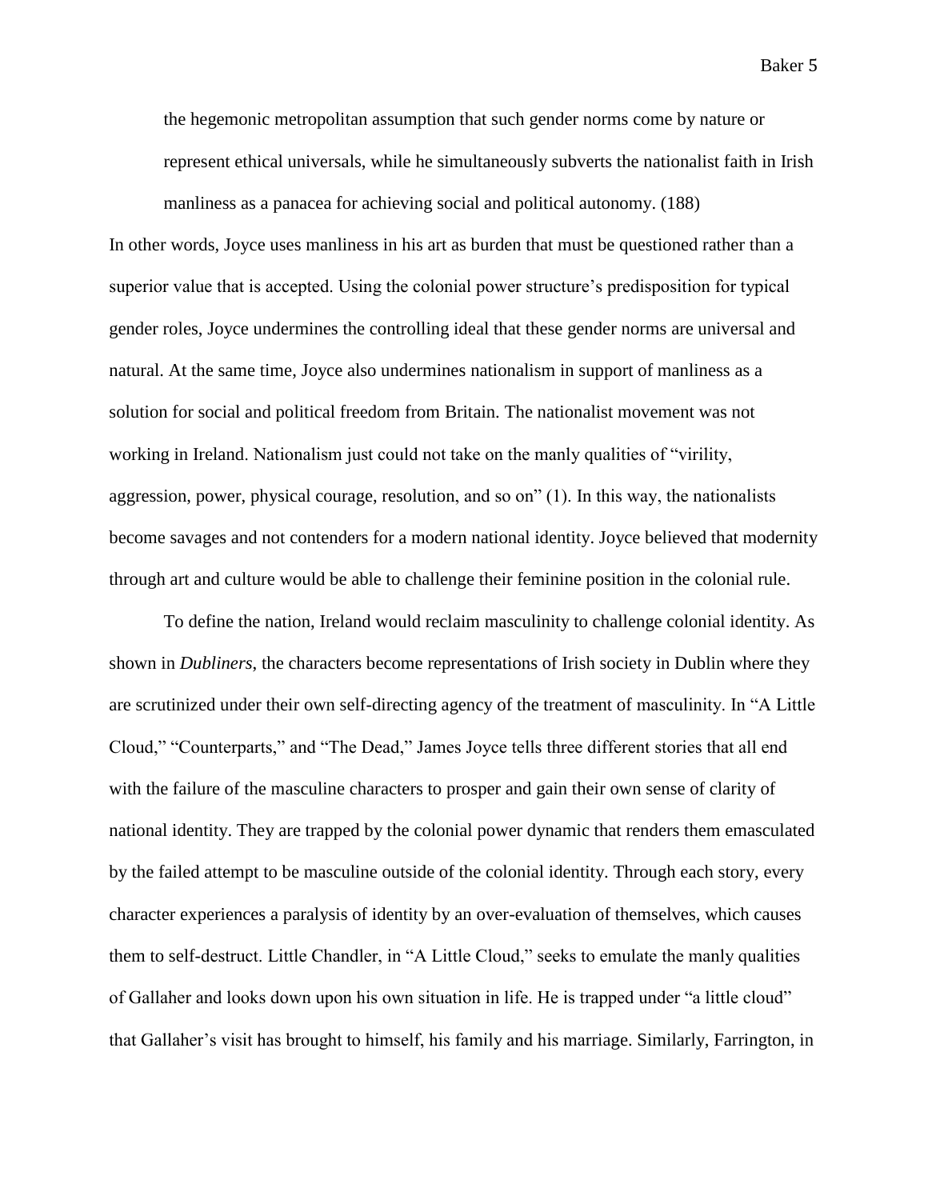> the hegemonic metropolitan assumption that such gender norms come by nature or represent ethical universals, while he simultaneously subverts the nationalist faith in Irish manliness as a panacea for achieving social and political autonomy. (188)

In other words, Joyce uses manliness in his art as burden that must be questioned rather than a superior value that is accepted. Using the colonial power structure's predisposition for typical gender roles, Joyce undermines the controlling ideal that these gender norms are universal and natural. At the same time, Joyce also undermines nationalism in support of manliness as a solution for social and political freedom from Britain. The nationalist movement was not working in Ireland. Nationalism just could not take on the manly qualities of "virility, aggression, power, physical courage, resolution, and so on" (1). In this way, the nationalists become savages and not contenders for a modern national identity. Joyce believed that modernity through art and culture would be able to challenge their feminine position in the colonial rule.

To define the nation, Ireland would reclaim masculinity to challenge colonial identity. As shown in *Dubliners*, the characters become representations of Irish society in Dublin where they are scrutinized under their own self-directing agency of the treatment of masculinity. In "A Little Cloud," "Counterparts," and "The Dead," James Joyce tells three different stories that all end with the failure of the masculine characters to prosper and gain their own sense of clarity of national identity. They are trapped by the colonial power dynamic that renders them emasculated by the failed attempt to be masculine outside of the colonial identity. Through each story, every character experiences a paralysis of identity by an over-evaluation of themselves, which causes them to self-destruct. Little Chandler, in "A Little Cloud," seeks to emulate the manly qualities of Gallaher and looks down upon his own situation in life. He is trapped under "a little cloud" that Gallaher's visit has brought to himself, his family and his marriage. Similarly, Farrington, in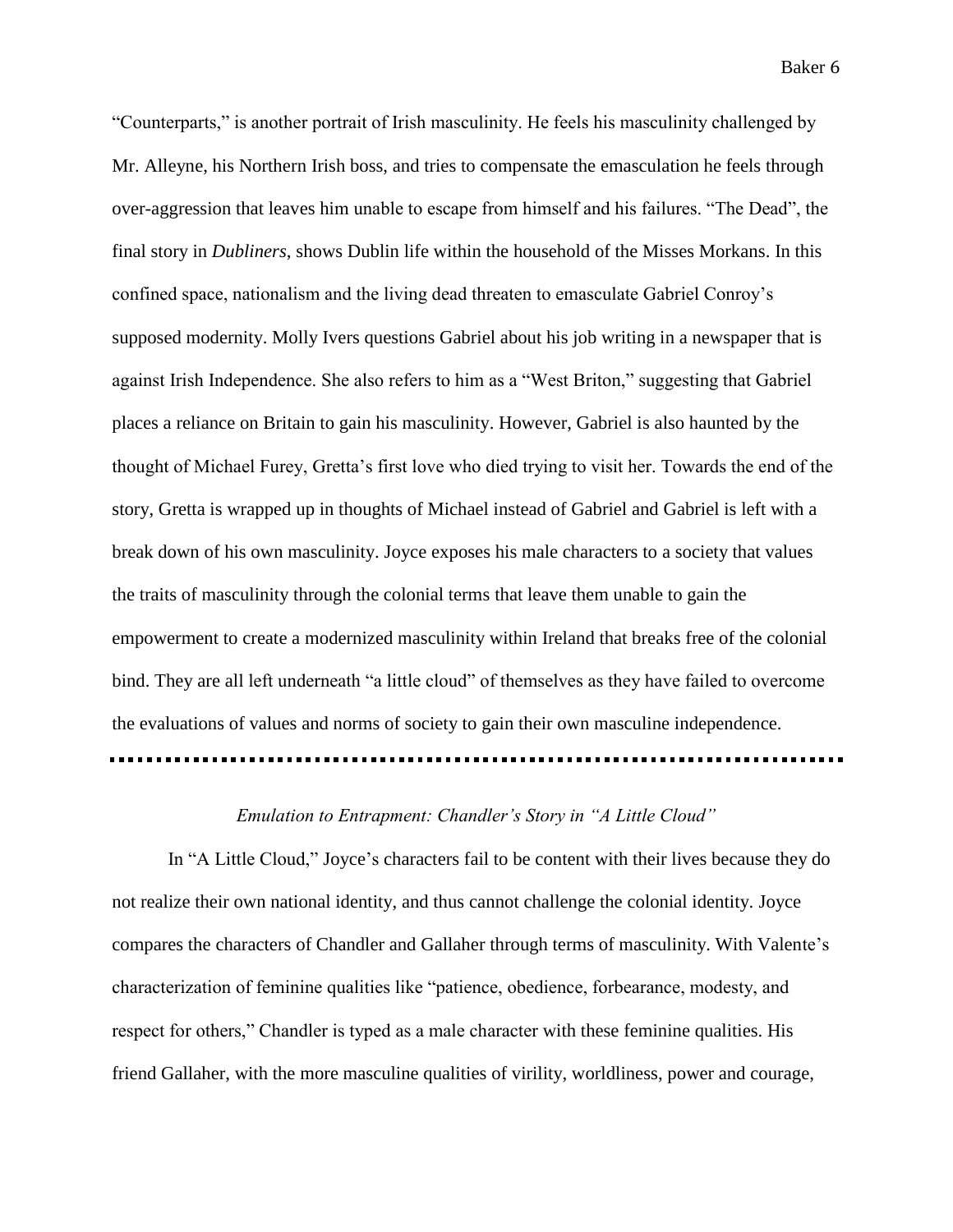"Counterparts," is another portrait of Irish masculinity. He feels his masculinity challenged by Mr. Alleyne, his Northern Irish boss, and tries to compensate the emasculation he feels through over-aggression that leaves him unable to escape from himself and his failures. "The Dead", the final story in *Dubliners*, shows Dublin life within the household of the Misses Morkans. In this confined space, nationalism and the living dead threaten to emasculate Gabriel Conroy's supposed modernity. Molly Ivers questions Gabriel about his job writing in a newspaper that is against Irish Independence. She also refers to him as a "West Briton," suggesting that Gabriel places a reliance on Britain to gain his masculinity. However, Gabriel is also haunted by the thought of Michael Furey, Gretta's first love who died trying to visit her. Towards the end of the story, Gretta is wrapped up in thoughts of Michael instead of Gabriel and Gabriel is left with a break down of his own masculinity. Joyce exposes his male characters to a society that values the traits of masculinity through the colonial terms that leave them unable to gain the empowerment to create a modernized masculinity within Ireland that breaks free of the colonial bind. They are all left underneath "a little cloud" of themselves as they have failed to overcome the evaluations of values and norms of society to gain their own masculine independence.

---

*Emulation to Entrapment: Chandler's Story in "A Little Cloud"*

In "A Little Cloud," Joyce's characters fail to be content with their lives because they do not realize their own national identity, and thus cannot challenge the colonial identity. Joyce compares the characters of Chandler and Gallaher through terms of masculinity. With Valente's characterization of feminine qualities like "patience, obedience, forbearance, modesty, and respect for others," Chandler is typed as a male character with these feminine qualities. His friend Gallaher, with the more masculine qualities of virility, worldliness, power and courage,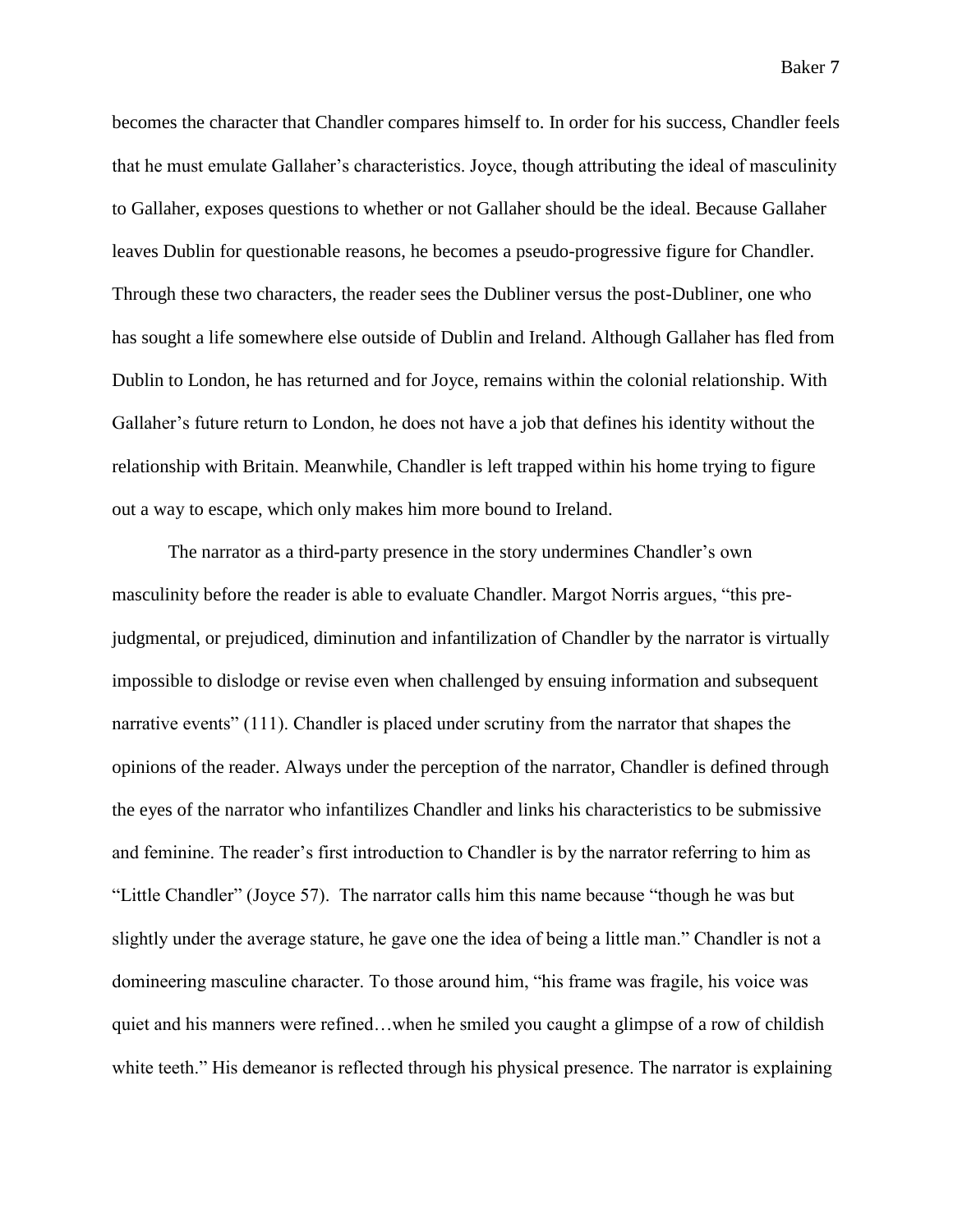becomes the character that Chandler compares himself to. In order for his success, Chandler feels that he must emulate Gallaher's characteristics. Joyce, though attributing the ideal of masculinity to Gallaher, exposes questions to whether or not Gallaher should be the ideal. Because Gallaher leaves Dublin for questionable reasons, he becomes a pseudo-progressive figure for Chandler. Through these two characters, the reader sees the Dubliner versus the post-Dubliner, one who has sought a life somewhere else outside of Dublin and Ireland. Although Gallaher has fled from Dublin to London, he has returned and for Joyce, remains within the colonial relationship. With Gallaher's future return to London, he does not have a job that defines his identity without the relationship with Britain. Meanwhile, Chandler is left trapped within his home trying to figure out a way to escape, which only makes him more bound to Ireland.

The narrator as a third-party presence in the story undermines Chandler's own masculinity before the reader is able to evaluate Chandler. Margot Norris argues, "this pre-judgmental, or prejudiced, diminution and infantilization of Chandler by the narrator is virtually impossible to dislodge or revise even when challenged by ensuing information and subsequent narrative events" (111). Chandler is placed under scrutiny from the narrator that shapes the opinions of the reader. Always under the perception of the narrator, Chandler is defined through the eyes of the narrator who infantilizes Chandler and links his characteristics to be submissive and feminine. The reader's first introduction to Chandler is by the narrator referring to him as "Little Chandler" (Joyce 57). The narrator calls him this name because "though he was but slightly under the average stature, he gave one the idea of being a little man." Chandler is not a domineering masculine character. To those around him, "his frame was fragile, his voice was quiet and his manners were refined…when he smiled you caught a glimpse of a row of childish white teeth." His demeanor is reflected through his physical presence. The narrator is explaining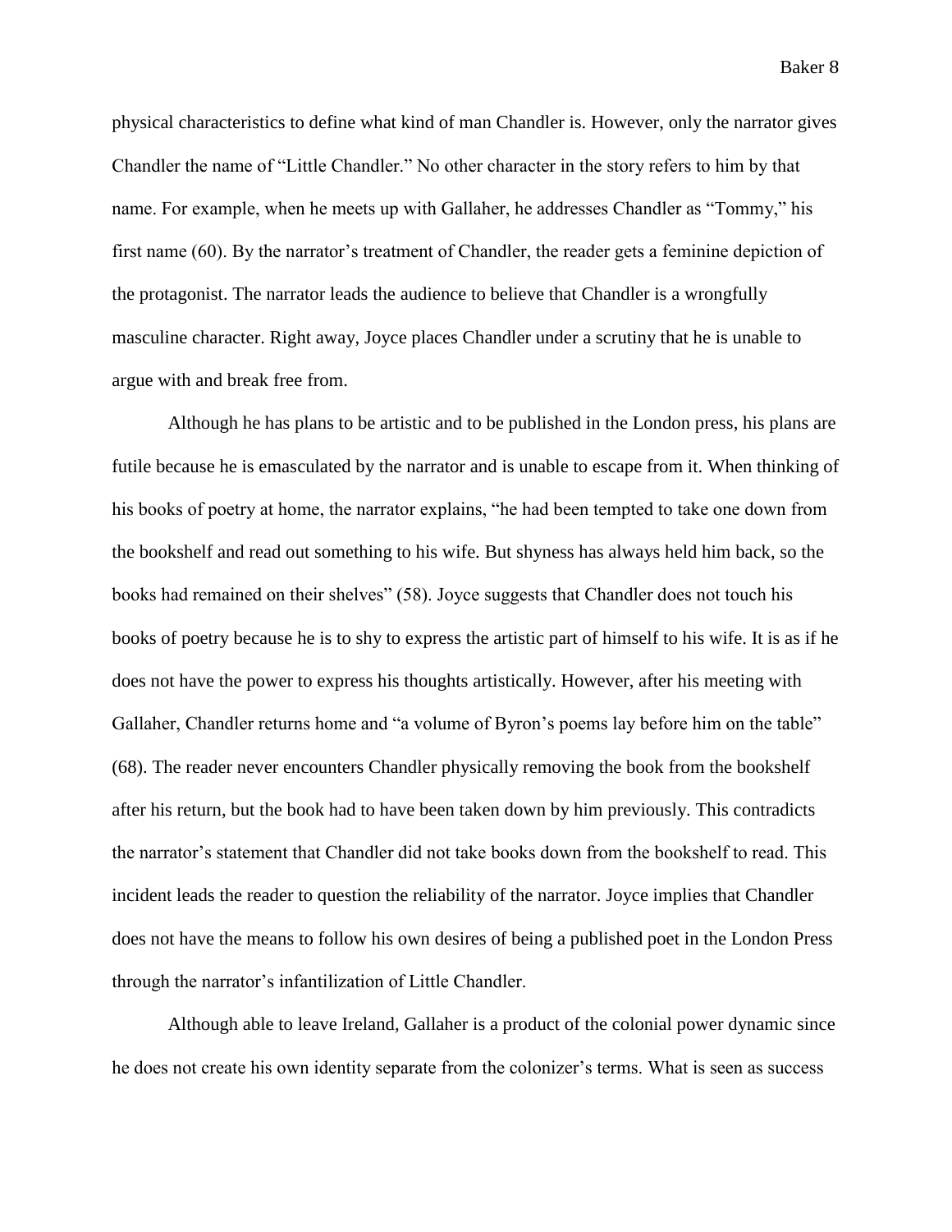physical characteristics to define what kind of man Chandler is. However, only the narrator gives Chandler the name of "Little Chandler." No other character in the story refers to him by that name. For example, when he meets up with Gallaher, he addresses Chandler as "Tommy," his first name (60). By the narrator's treatment of Chandler, the reader gets a feminine depiction of the protagonist. The narrator leads the audience to believe that Chandler is a wrongfully masculine character. Right away, Joyce places Chandler under a scrutiny that he is unable to argue with and break free from.

Although he has plans to be artistic and to be published in the London press, his plans are futile because he is emasculated by the narrator and is unable to escape from it. When thinking of his books of poetry at home, the narrator explains, "he had been tempted to take one down from the bookshelf and read out something to his wife. But shyness has always held him back, so the books had remained on their shelves" (58). Joyce suggests that Chandler does not touch his books of poetry because he is to shy to express the artistic part of himself to his wife. It is as if he does not have the power to express his thoughts artistically. However, after his meeting with Gallaher, Chandler returns home and "a volume of Byron's poems lay before him on the table" (68). The reader never encounters Chandler physically removing the book from the bookshelf after his return, but the book had to have been taken down by him previously. This contradicts the narrator's statement that Chandler did not take books down from the bookshelf to read. This incident leads the reader to question the reliability of the narrator. Joyce implies that Chandler does not have the means to follow his own desires of being a published poet in the London Press through the narrator's infantilization of Little Chandler.

Although able to leave Ireland, Gallaher is a product of the colonial power dynamic since he does not create his own identity separate from the colonizer's terms. What is seen as success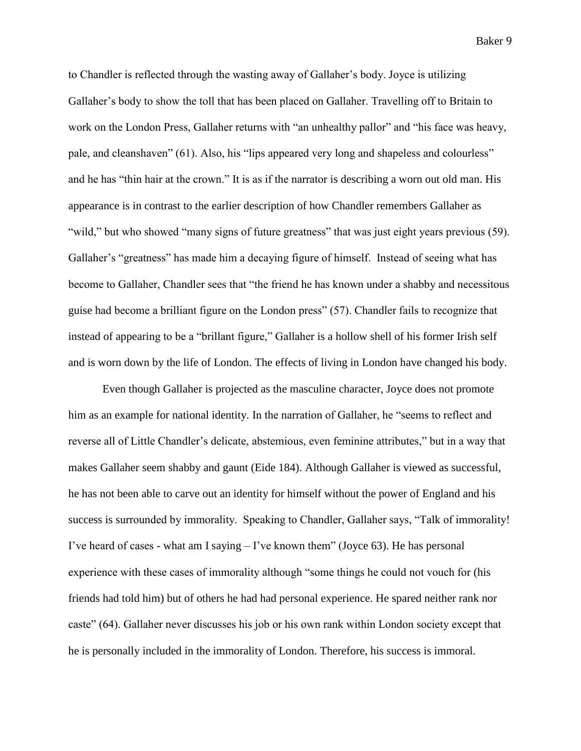to Chandler is reflected through the wasting away of Gallaher's body. Joyce is utilizing Gallaher's body to show the toll that has been placed on Gallaher. Travelling off to Britain to work on the London Press, Gallaher returns with "an unhealthy pallor" and "his face was heavy, pale, and cleanshaven" (61). Also, his "lips appeared very long and shapeless and colourless" and he has "thin hair at the crown." It is as if the narrator is describing a worn out old man. His appearance is in contrast to the earlier description of how Chandler remembers Gallaher as "wild," but who showed "many signs of future greatness" that was just eight years previous (59). Gallaher's "greatness" has made him a decaying figure of himself. Instead of seeing what has become to Gallaher, Chandler sees that "the friend he has known under a shabby and necessitous guise had become a brilliant figure on the London press" (57). Chandler fails to recognize that instead of appearing to be a "brillant figure," Gallaher is a hollow shell of his former Irish self and is worn down by the life of London. The effects of living in London have changed his body.

Even though Gallaher is projected as the masculine character, Joyce does not promote him as an example for national identity. In the narration of Gallaher, he "seems to reflect and reverse all of Little Chandler's delicate, abstemious, even feminine attributes," but in a way that makes Gallaher seem shabby and gaunt (Eide 184). Although Gallaher is viewed as successful, he has not been able to carve out an identity for himself without the power of England and his success is surrounded by immorality. Speaking to Chandler, Gallaher says, "Talk of immorality! I've heard of cases - what am I saying – I've known them" (Joyce 63). He has personal experience with these cases of immorality although "some things he could not vouch for (his friends had told him) but of others he had had personal experience. He spared neither rank nor caste" (64). Gallaher never discusses his job or his own rank within London society except that he is personally included in the immorality of London. Therefore, his success is immoral.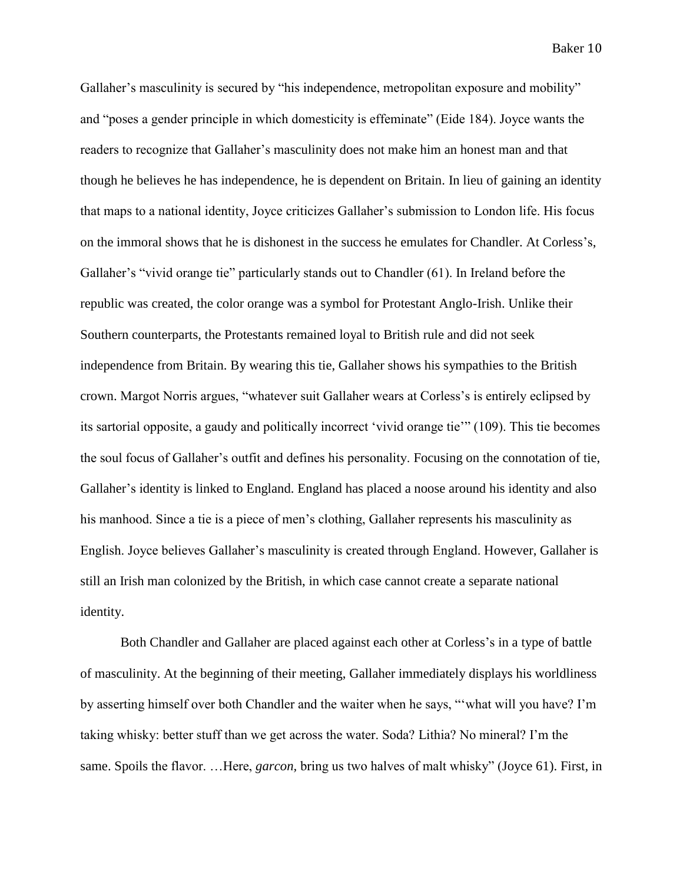Gallaher's masculinity is secured by "his independence, metropolitan exposure and mobility" and "poses a gender principle in which domesticity is effeminate" (Eide 184). Joyce wants the readers to recognize that Gallaher's masculinity does not make him an honest man and that though he believes he has independence, he is dependent on Britain. In lieu of gaining an identity that maps to a national identity, Joyce criticizes Gallaher's submission to London life. His focus on the immoral shows that he is dishonest in the success he emulates for Chandler. At Corless's, Gallaher's "vivid orange tie" particularly stands out to Chandler (61). In Ireland before the republic was created, the color orange was a symbol for Protestant Anglo-Irish. Unlike their Southern counterparts, the Protestants remained loyal to British rule and did not seek independence from Britain. By wearing this tie, Gallaher shows his sympathies to the British crown. Margot Norris argues, "whatever suit Gallaher wears at Corless's is entirely eclipsed by its sartorial opposite, a gaudy and politically incorrect 'vivid orange tie'" (109). This tie becomes the soul focus of Gallaher's outfit and defines his personality. Focusing on the connotation of tie, Gallaher's identity is linked to England. England has placed a noose around his identity and also his manhood. Since a tie is a piece of men's clothing, Gallaher represents his masculinity as English. Joyce believes Gallaher's masculinity is created through England. However, Gallaher is still an Irish man colonized by the British, in which case cannot create a separate national identity.

Both Chandler and Gallaher are placed against each other at Corless's in a type of battle of masculinity. At the beginning of their meeting, Gallaher immediately displays his worldliness by asserting himself over both Chandler and the waiter when he says, "'what will you have? I'm taking whisky: better stuff than we get across the water. Soda? Lithia? No mineral? I'm the same. Spoils the flavor. …Here, *garcon,* bring us two halves of malt whisky" (Joyce 61). First, in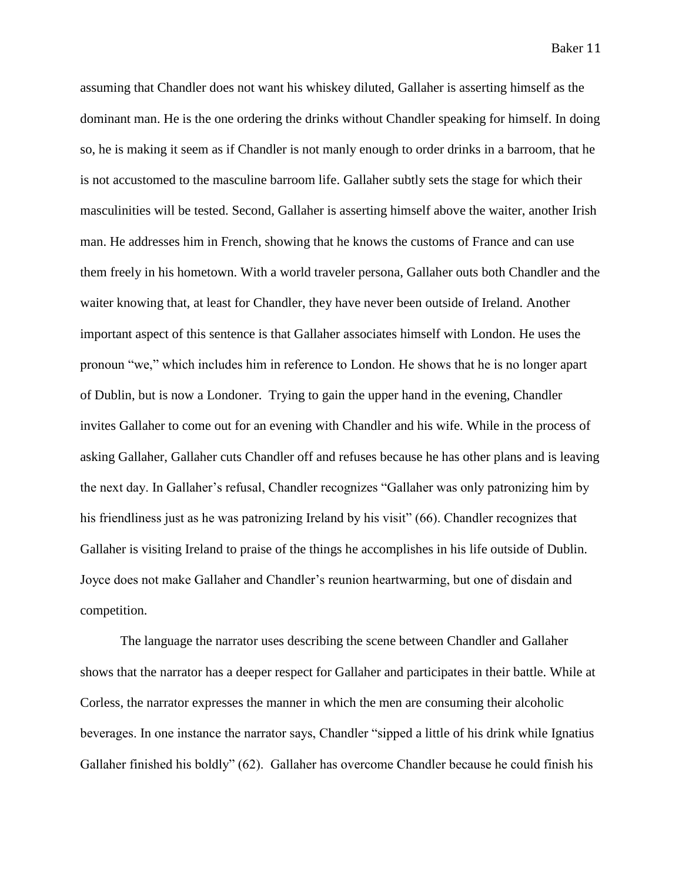assuming that Chandler does not want his whiskey diluted, Gallaher is asserting himself as the dominant man. He is the one ordering the drinks without Chandler speaking for himself. In doing so, he is making it seem as if Chandler is not manly enough to order drinks in a barroom, that he is not accustomed to the masculine barroom life. Gallaher subtly sets the stage for which their masculinities will be tested. Second, Gallaher is asserting himself above the waiter, another Irish man. He addresses him in French, showing that he knows the customs of France and can use them freely in his hometown. With a world traveler persona, Gallaher outs both Chandler and the waiter knowing that, at least for Chandler, they have never been outside of Ireland. Another important aspect of this sentence is that Gallaher associates himself with London. He uses the pronoun "we," which includes him in reference to London. He shows that he is no longer apart of Dublin, but is now a Londoner. Trying to gain the upper hand in the evening, Chandler invites Gallaher to come out for an evening with Chandler and his wife. While in the process of asking Gallaher, Gallaher cuts Chandler off and refuses because he has other plans and is leaving the next day. In Gallaher's refusal, Chandler recognizes "Gallaher was only patronizing him by his friendliness just as he was patronizing Ireland by his visit" (66). Chandler recognizes that Gallaher is visiting Ireland to praise of the things he accomplishes in his life outside of Dublin. Joyce does not make Gallaher and Chandler's reunion heartwarming, but one of disdain and competition.

The language the narrator uses describing the scene between Chandler and Gallaher shows that the narrator has a deeper respect for Gallaher and participates in their battle. While at Corless, the narrator expresses the manner in which the men are consuming their alcoholic beverages. In one instance the narrator says, Chandler "sipped a little of his drink while Ignatius Gallaher finished his boldly" (62). Gallaher has overcome Chandler because he could finish his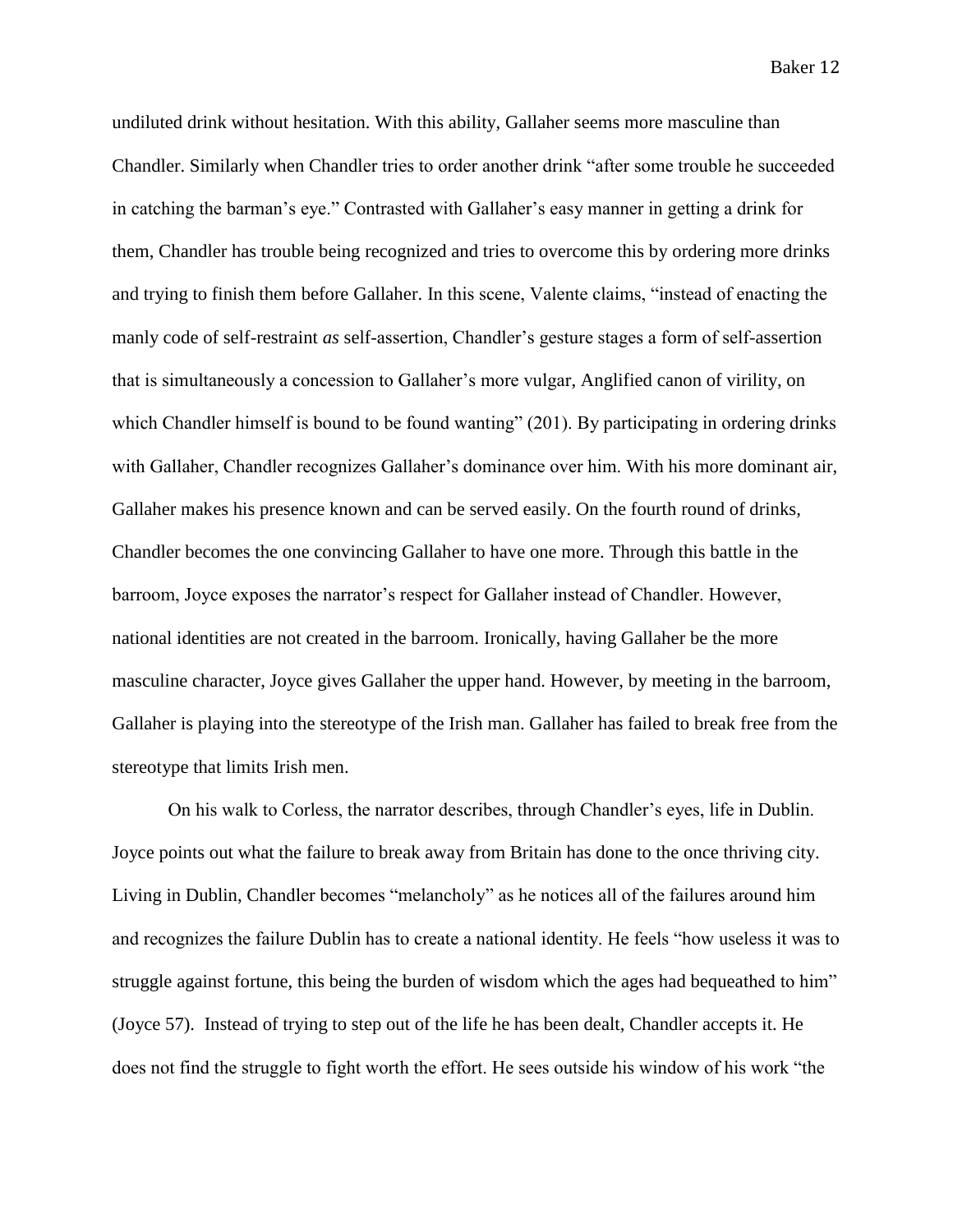undiluted drink without hesitation. With this ability, Gallaher seems more masculine than Chandler. Similarly when Chandler tries to order another drink "after some trouble he succeeded in catching the barman's eye." Contrasted with Gallaher's easy manner in getting a drink for them, Chandler has trouble being recognized and tries to overcome this by ordering more drinks and trying to finish them before Gallaher. In this scene, Valente claims, "instead of enacting the manly code of self-restraint *as* self-assertion, Chandler's gesture stages a form of self-assertion that is simultaneously a concession to Gallaher's more vulgar, Anglified canon of virility, on which Chandler himself is bound to be found wanting" (201). By participating in ordering drinks with Gallaher, Chandler recognizes Gallaher's dominance over him. With his more dominant air, Gallaher makes his presence known and can be served easily. On the fourth round of drinks, Chandler becomes the one convincing Gallaher to have one more. Through this battle in the barroom, Joyce exposes the narrator's respect for Gallaher instead of Chandler. However, national identities are not created in the barroom. Ironically, having Gallaher be the more masculine character, Joyce gives Gallaher the upper hand. However, by meeting in the barroom, Gallaher is playing into the stereotype of the Irish man. Gallaher has failed to break free from the stereotype that limits Irish men.

On his walk to Corless, the narrator describes, through Chandler's eyes, life in Dublin. Joyce points out what the failure to break away from Britain has done to the once thriving city. Living in Dublin, Chandler becomes "melancholy" as he notices all of the failures around him and recognizes the failure Dublin has to create a national identity. He feels "how useless it was to struggle against fortune, this being the burden of wisdom which the ages had bequeathed to him" (Joyce 57). Instead of trying to step out of the life he has been dealt, Chandler accepts it. He does not find the struggle to fight worth the effort. He sees outside his window of his work "the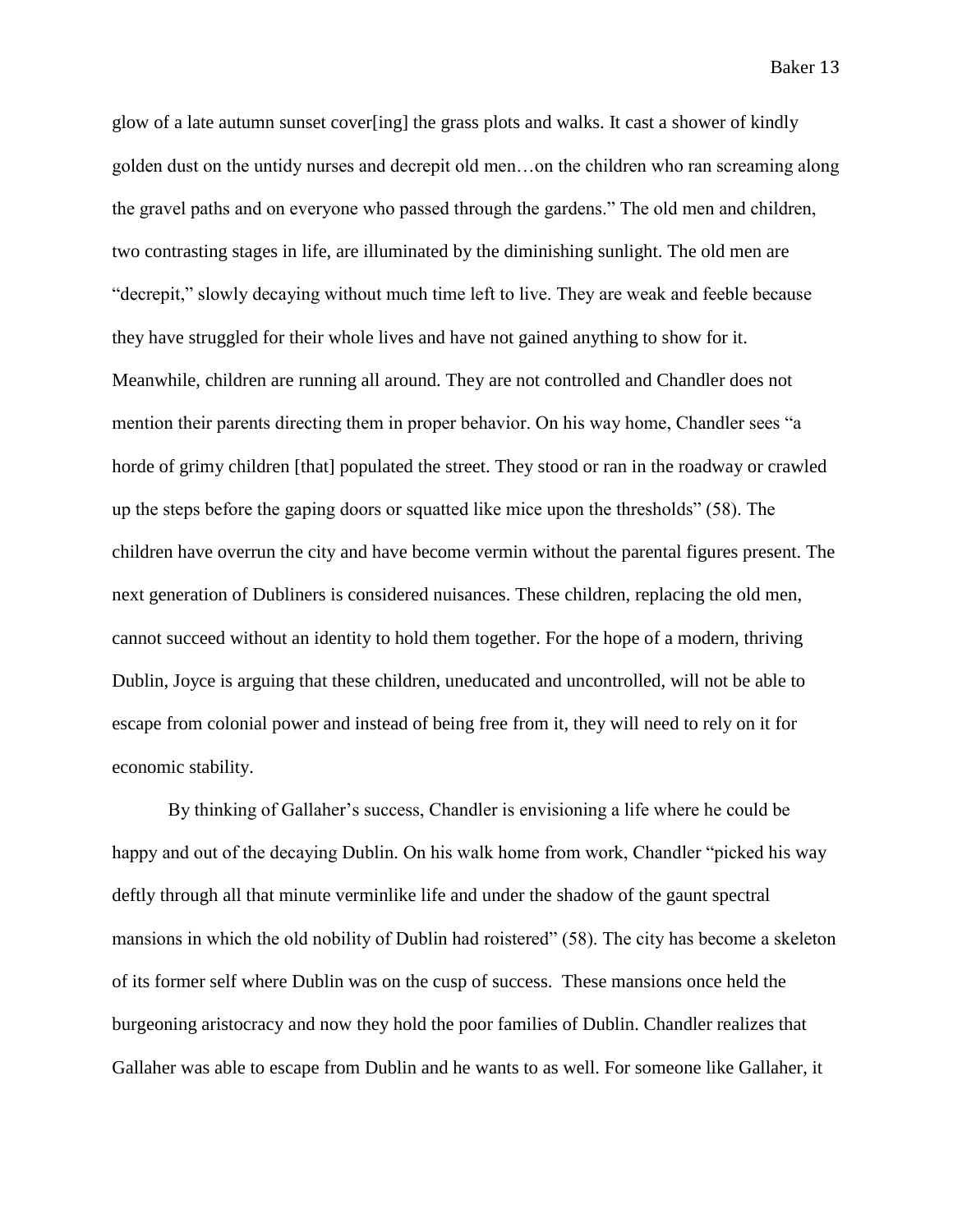glow of a late autumn sunset cover[ing] the grass plots and walks. It cast a shower of kindly golden dust on the untidy nurses and decrepit old men…on the children who ran screaming along the gravel paths and on everyone who passed through the gardens." The old men and children, two contrasting stages in life, are illuminated by the diminishing sunlight. The old men are "decrepit," slowly decaying without much time left to live. They are weak and feeble because they have struggled for their whole lives and have not gained anything to show for it. Meanwhile, children are running all around. They are not controlled and Chandler does not mention their parents directing them in proper behavior. On his way home, Chandler sees "a horde of grimy children [that] populated the street. They stood or ran in the roadway or crawled up the steps before the gaping doors or squatted like mice upon the thresholds" (58). The children have overrun the city and have become vermin without the parental figures present. The next generation of Dubliners is considered nuisances. These children, replacing the old men, cannot succeed without an identity to hold them together. For the hope of a modern, thriving Dublin, Joyce is arguing that these children, uneducated and uncontrolled, will not be able to escape from colonial power and instead of being free from it, they will need to rely on it for economic stability.

By thinking of Gallaher's success, Chandler is envisioning a life where he could be happy and out of the decaying Dublin. On his walk home from work, Chandler "picked his way deftly through all that minute verminlike life and under the shadow of the gaunt spectral mansions in which the old nobility of Dublin had roistered" (58). The city has become a skeleton of its former self where Dublin was on the cusp of success. These mansions once held the burgeoning aristocracy and now they hold the poor families of Dublin. Chandler realizes that Gallaher was able to escape from Dublin and he wants to as well. For someone like Gallaher, it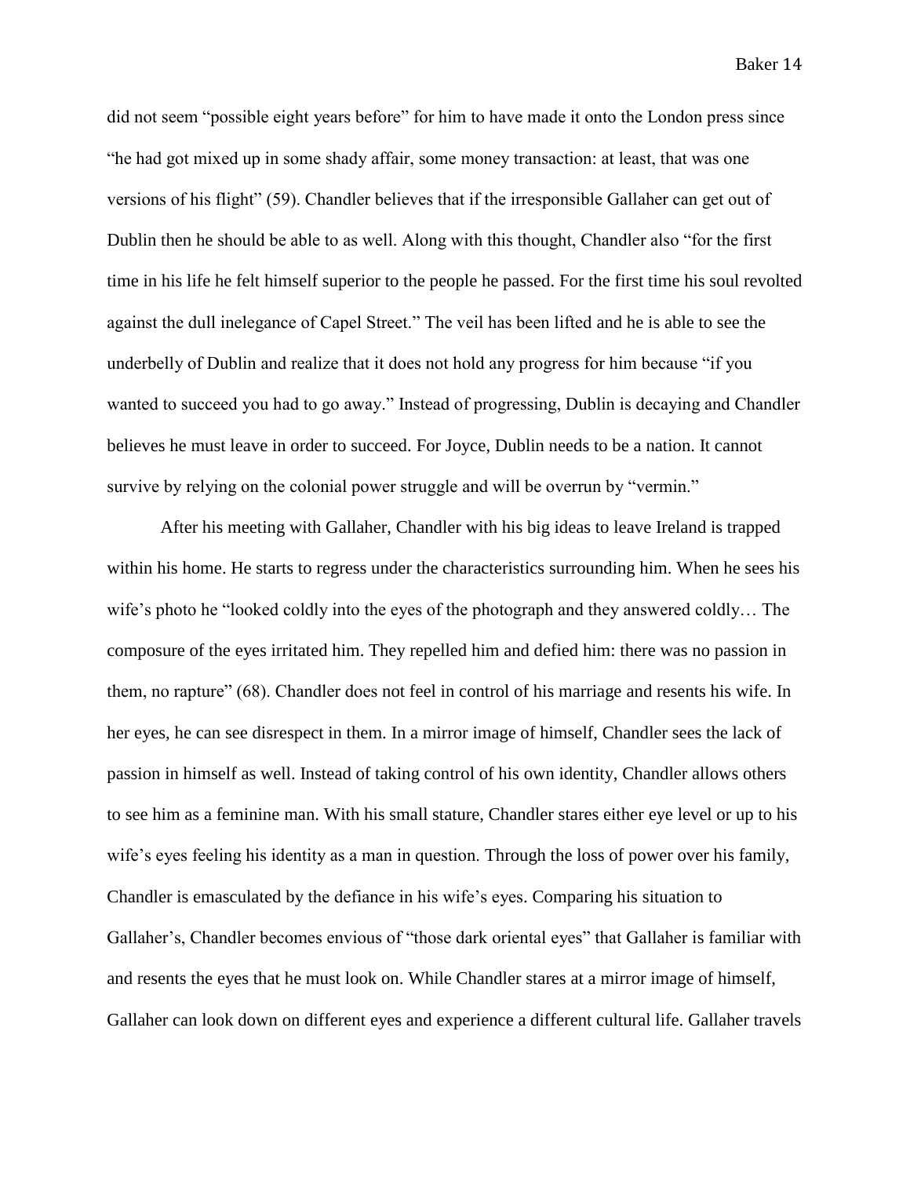did not seem "possible eight years before" for him to have made it onto the London press since "he had got mixed up in some shady affair, some money transaction: at least, that was one versions of his flight" (59). Chandler believes that if the irresponsible Gallaher can get out of Dublin then he should be able to as well. Along with this thought, Chandler also "for the first time in his life he felt himself superior to the people he passed. For the first time his soul revolted against the dull inelegance of Capel Street." The veil has been lifted and he is able to see the underbelly of Dublin and realize that it does not hold any progress for him because "if you wanted to succeed you had to go away." Instead of progressing, Dublin is decaying and Chandler believes he must leave in order to succeed. For Joyce, Dublin needs to be a nation. It cannot survive by relying on the colonial power struggle and will be overrun by "vermin."

After his meeting with Gallaher, Chandler with his big ideas to leave Ireland is trapped within his home. He starts to regress under the characteristics surrounding him. When he sees his wife's photo he "looked coldly into the eyes of the photograph and they answered coldly… The composure of the eyes irritated him. They repelled him and defied him: there was no passion in them, no rapture" (68). Chandler does not feel in control of his marriage and resents his wife. In her eyes, he can see disrespect in them. In a mirror image of himself, Chandler sees the lack of passion in himself as well. Instead of taking control of his own identity, Chandler allows others to see him as a feminine man. With his small stature, Chandler stares either eye level or up to his wife's eyes feeling his identity as a man in question. Through the loss of power over his family, Chandler is emasculated by the defiance in his wife's eyes. Comparing his situation to Gallaher's, Chandler becomes envious of "those dark oriental eyes" that Gallaher is familiar with and resents the eyes that he must look on. While Chandler stares at a mirror image of himself, Gallaher can look down on different eyes and experience a different cultural life. Gallaher travels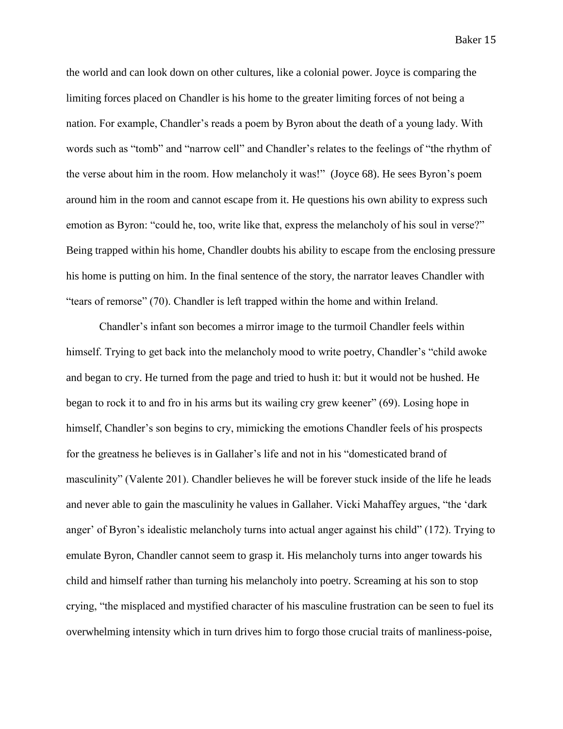the world and can look down on other cultures, like a colonial power. Joyce is comparing the limiting forces placed on Chandler is his home to the greater limiting forces of not being a nation. For example, Chandler's reads a poem by Byron about the death of a young lady. With words such as "tomb" and "narrow cell" and Chandler's relates to the feelings of "the rhythm of the verse about him in the room. How melancholy it was!" (Joyce 68). He sees Byron's poem around him in the room and cannot escape from it. He questions his own ability to express such emotion as Byron: "could he, too, write like that, express the melancholy of his soul in verse?" Being trapped within his home, Chandler doubts his ability to escape from the enclosing pressure his home is putting on him. In the final sentence of the story, the narrator leaves Chandler with "tears of remorse" (70). Chandler is left trapped within the home and within Ireland.

Chandler's infant son becomes a mirror image to the turmoil Chandler feels within himself. Trying to get back into the melancholy mood to write poetry, Chandler's "child awoke and began to cry. He turned from the page and tried to hush it: but it would not be hushed. He began to rock it to and fro in his arms but its wailing cry grew keener" (69). Losing hope in himself, Chandler's son begins to cry, mimicking the emotions Chandler feels of his prospects for the greatness he believes is in Gallaher's life and not in his "domesticated brand of masculinity" (Valente 201). Chandler believes he will be forever stuck inside of the life he leads and never able to gain the masculinity he values in Gallaher. Vicki Mahaffey argues, "the 'dark anger' of Byron's idealistic melancholy turns into actual anger against his child" (172). Trying to emulate Byron, Chandler cannot seem to grasp it. His melancholy turns into anger towards his child and himself rather than turning his melancholy into poetry. Screaming at his son to stop crying, "the misplaced and mystified character of his masculine frustration can be seen to fuel its overwhelming intensity which in turn drives him to forgo those crucial traits of manliness-poise,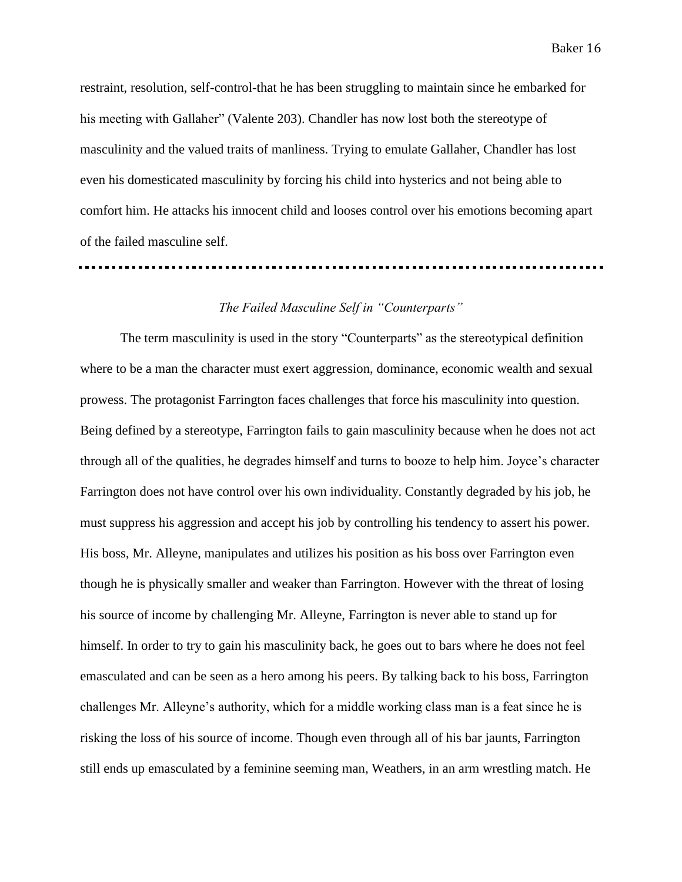restraint, resolution, self-control-that he has been struggling to maintain since he embarked for his meeting with Gallaher" (Valente 203). Chandler has now lost both the stereotype of masculinity and the valued traits of manliness. Trying to emulate Gallaher, Chandler has lost even his domesticated masculinity by forcing his child into hysterics and not being able to comfort him. He attacks his innocent child and looses control over his emotions becoming apart of the failed masculine self.

---

### *The Failed Masculine Self in "Counterparts"*

The term masculinity is used in the story "Counterparts" as the stereotypical definition where to be a man the character must exert aggression, dominance, economic wealth and sexual prowess. The protagonist Farrington faces challenges that force his masculinity into question. Being defined by a stereotype, Farrington fails to gain masculinity because when he does not act through all of the qualities, he degrades himself and turns to booze to help him. Joyce's character Farrington does not have control over his own individuality. Constantly degraded by his job, he must suppress his aggression and accept his job by controlling his tendency to assert his power. His boss, Mr. Alleyne, manipulates and utilizes his position as his boss over Farrington even though he is physically smaller and weaker than Farrington. However with the threat of losing his source of income by challenging Mr. Alleyne, Farrington is never able to stand up for himself. In order to try to gain his masculinity back, he goes out to bars where he does not feel emasculated and can be seen as a hero among his peers. By talking back to his boss, Farrington challenges Mr. Alleyne's authority, which for a middle working class man is a feat since he is risking the loss of his source of income. Though even through all of his bar jaunts, Farrington still ends up emasculated by a feminine seeming man, Weathers, in an arm wrestling match. He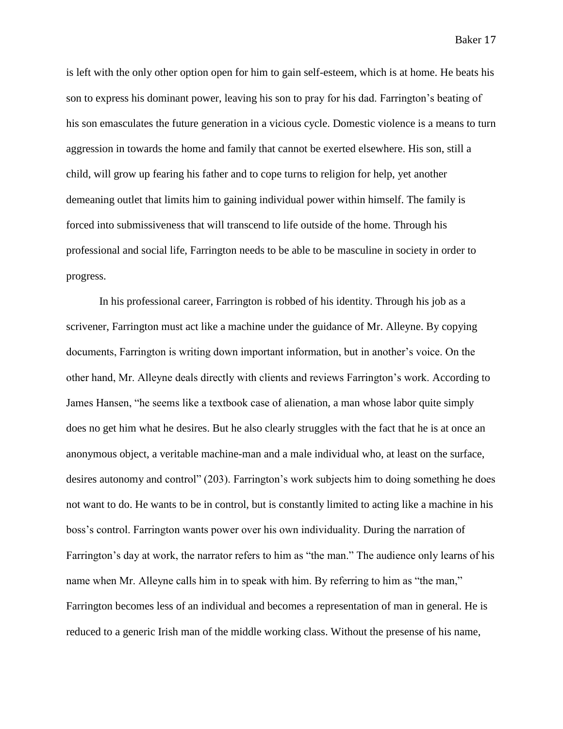is left with the only other option open for him to gain self-esteem, which is at home. He beats his son to express his dominant power, leaving his son to pray for his dad. Farrington's beating of his son emasculates the future generation in a vicious cycle. Domestic violence is a means to turn aggression in towards the home and family that cannot be exerted elsewhere. His son, still a child, will grow up fearing his father and to cope turns to religion for help, yet another demeaning outlet that limits him to gaining individual power within himself. The family is forced into submissiveness that will transcend to life outside of the home. Through his professional and social life, Farrington needs to be able to be masculine in society in order to progress.

In his professional career, Farrington is robbed of his identity. Through his job as a scrivener, Farrington must act like a machine under the guidance of Mr. Alleyne. By copying documents, Farrington is writing down important information, but in another's voice. On the other hand, Mr. Alleyne deals directly with clients and reviews Farrington's work. According to James Hansen, "he seems like a textbook case of alienation, a man whose labor quite simply does no get him what he desires. But he also clearly struggles with the fact that he is at once an anonymous object, a veritable machine-man and a male individual who, at least on the surface, desires autonomy and control" (203). Farrington's work subjects him to doing something he does not want to do. He wants to be in control, but is constantly limited to acting like a machine in his boss's control. Farrington wants power over his own individuality. During the narration of Farrington's day at work, the narrator refers to him as "the man." The audience only learns of his name when Mr. Alleyne calls him in to speak with him. By referring to him as "the man," Farrington becomes less of an individual and becomes a representation of man in general. He is reduced to a generic Irish man of the middle working class. Without the presense of his name,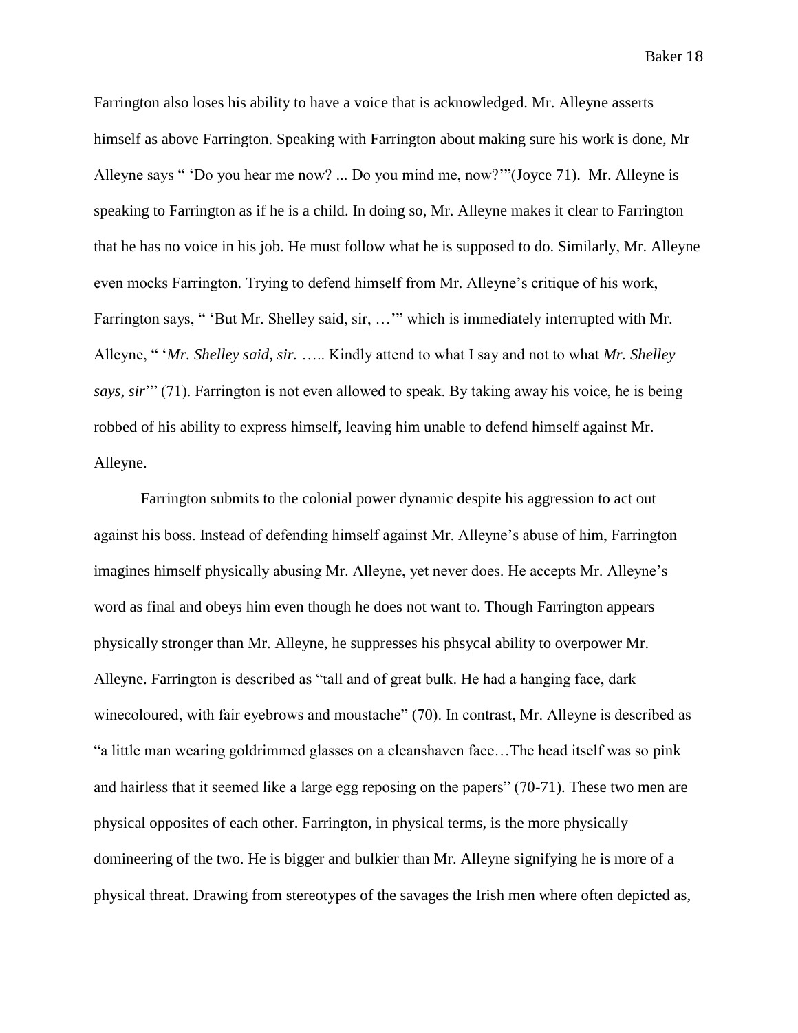Farrington also loses his ability to have a voice that is acknowledged. Mr. Alleyne asserts himself as above Farrington. Speaking with Farrington about making sure his work is done, Mr Alleyne says " 'Do you hear me now? ... Do you mind me, now?'"(Joyce 71). Mr. Alleyne is speaking to Farrington as if he is a child. In doing so, Mr. Alleyne makes it clear to Farrington that he has no voice in his job. He must follow what he is supposed to do. Similarly, Mr. Alleyne even mocks Farrington. Trying to defend himself from Mr. Alleyne's critique of his work, Farrington says, " 'But Mr. Shelley said, sir, …'" which is immediately interrupted with Mr. Alleyne, " '*Mr. Shelley said, sir.* ….. Kindly attend to what I say and not to what *Mr. Shelley says, sir*'" (71). Farrington is not even allowed to speak. By taking away his voice, he is being robbed of his ability to express himself, leaving him unable to defend himself against Mr. Alleyne.

Farrington submits to the colonial power dynamic despite his aggression to act out against his boss. Instead of defending himself against Mr. Alleyne's abuse of him, Farrington imagines himself physically abusing Mr. Alleyne, yet never does. He accepts Mr. Alleyne's word as final and obeys him even though he does not want to. Though Farrington appears physically stronger than Mr. Alleyne, he suppresses his phsycal ability to overpower Mr. Alleyne. Farrington is described as "tall and of great bulk. He had a hanging face, dark winecoloured, with fair eyebrows and moustache" (70). In contrast, Mr. Alleyne is described as "a little man wearing goldrimmed glasses on a cleanshaven face…The head itself was so pink and hairless that it seemed like a large egg reposing on the papers" (70-71). These two men are physical opposites of each other. Farrington, in physical terms, is the more physically domineering of the two. He is bigger and bulkier than Mr. Alleyne signifying he is more of a physical threat. Drawing from stereotypes of the savages the Irish men where often depicted as,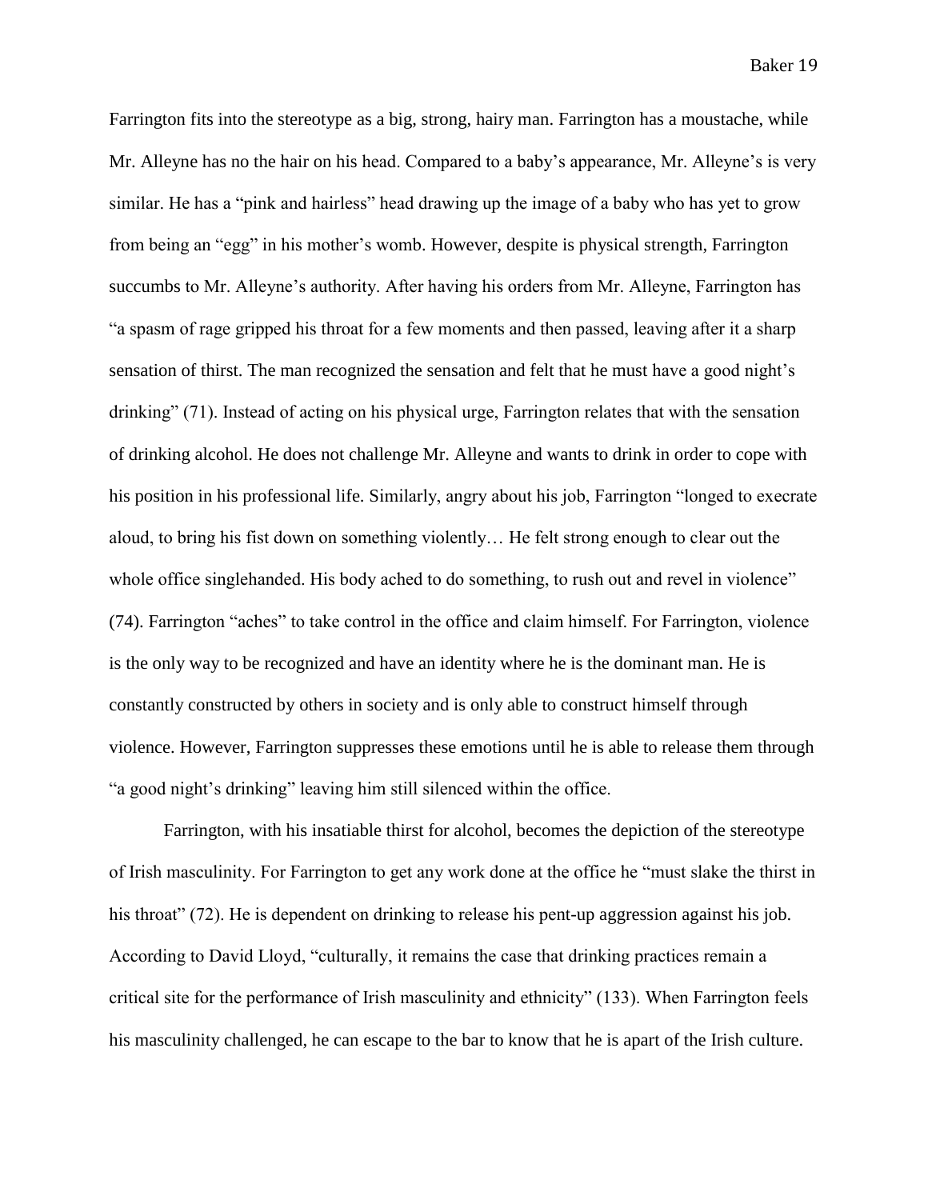Farrington fits into the stereotype as a big, strong, hairy man. Farrington has a moustache, while Mr. Alleyne has no the hair on his head. Compared to a baby's appearance, Mr. Alleyne's is very similar. He has a "pink and hairless" head drawing up the image of a baby who has yet to grow from being an "egg" in his mother's womb. However, despite is physical strength, Farrington succumbs to Mr. Alleyne's authority. After having his orders from Mr. Alleyne, Farrington has "a spasm of rage gripped his throat for a few moments and then passed, leaving after it a sharp sensation of thirst. The man recognized the sensation and felt that he must have a good night's drinking" (71). Instead of acting on his physical urge, Farrington relates that with the sensation of drinking alcohol. He does not challenge Mr. Alleyne and wants to drink in order to cope with his position in his professional life. Similarly, angry about his job, Farrington "longed to execrate aloud, to bring his fist down on something violently… He felt strong enough to clear out the whole office singlehanded. His body ached to do something, to rush out and revel in violence" (74). Farrington "aches" to take control in the office and claim himself. For Farrington, violence is the only way to be recognized and have an identity where he is the dominant man. He is constantly constructed by others in society and is only able to construct himself through violence. However, Farrington suppresses these emotions until he is able to release them through "a good night's drinking" leaving him still silenced within the office.

Farrington, with his insatiable thirst for alcohol, becomes the depiction of the stereotype of Irish masculinity. For Farrington to get any work done at the office he "must slake the thirst in his throat" (72). He is dependent on drinking to release his pent-up aggression against his job. According to David Lloyd, "culturally, it remains the case that drinking practices remain a critical site for the performance of Irish masculinity and ethnicity" (133). When Farrington feels his masculinity challenged, he can escape to the bar to know that he is apart of the Irish culture.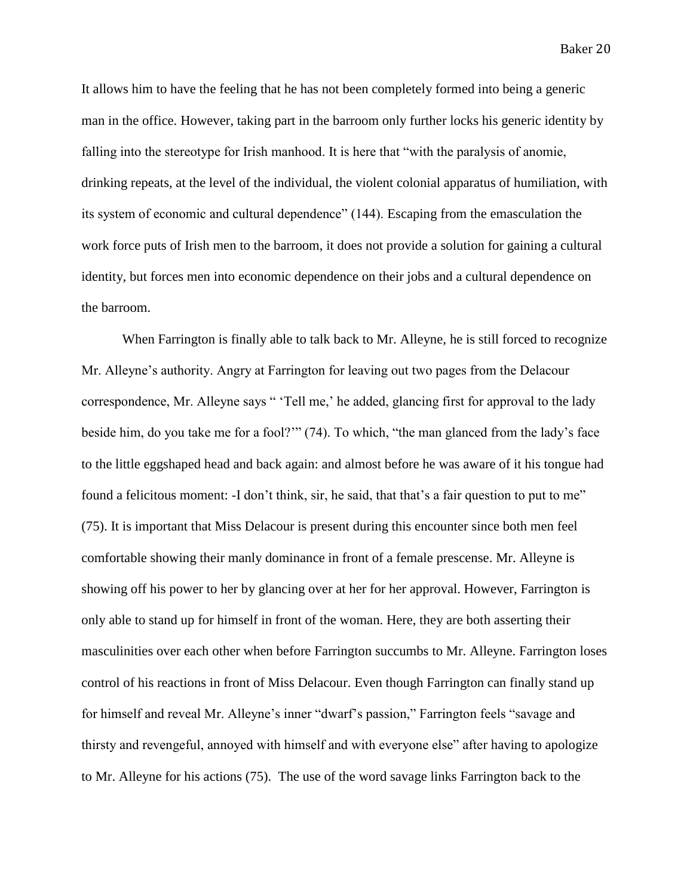It allows him to have the feeling that he has not been completely formed into being a generic man in the office. However, taking part in the barroom only further locks his generic identity by falling into the stereotype for Irish manhood. It is here that "with the paralysis of anomie, drinking repeats, at the level of the individual, the violent colonial apparatus of humiliation, with its system of economic and cultural dependence" (144). Escaping from the emasculation the work force puts of Irish men to the barroom, it does not provide a solution for gaining a cultural identity, but forces men into economic dependence on their jobs and a cultural dependence on the barroom.

When Farrington is finally able to talk back to Mr. Alleyne, he is still forced to recognize Mr. Alleyne's authority. Angry at Farrington for leaving out two pages from the Delacour correspondence, Mr. Alleyne says " 'Tell me,' he added, glancing first for approval to the lady beside him, do you take me for a fool?'" (74). To which, "the man glanced from the lady's face to the little eggshaped head and back again: and almost before he was aware of it his tongue had found a felicitous moment: -I don't think, sir, he said, that that's a fair question to put to me" (75). It is important that Miss Delacour is present during this encounter since both men feel comfortable showing their manly dominance in front of a female prescense. Mr. Alleyne is showing off his power to her by glancing over at her for her approval. However, Farrington is only able to stand up for himself in front of the woman. Here, they are both asserting their masculinities over each other when before Farrington succumbs to Mr. Alleyne. Farrington loses control of his reactions in front of Miss Delacour. Even though Farrington can finally stand up for himself and reveal Mr. Alleyne's inner "dwarf's passion," Farrington feels "savage and thirsty and revengeful, annoyed with himself and with everyone else" after having to apologize to Mr. Alleyne for his actions (75). The use of the word savage links Farrington back to the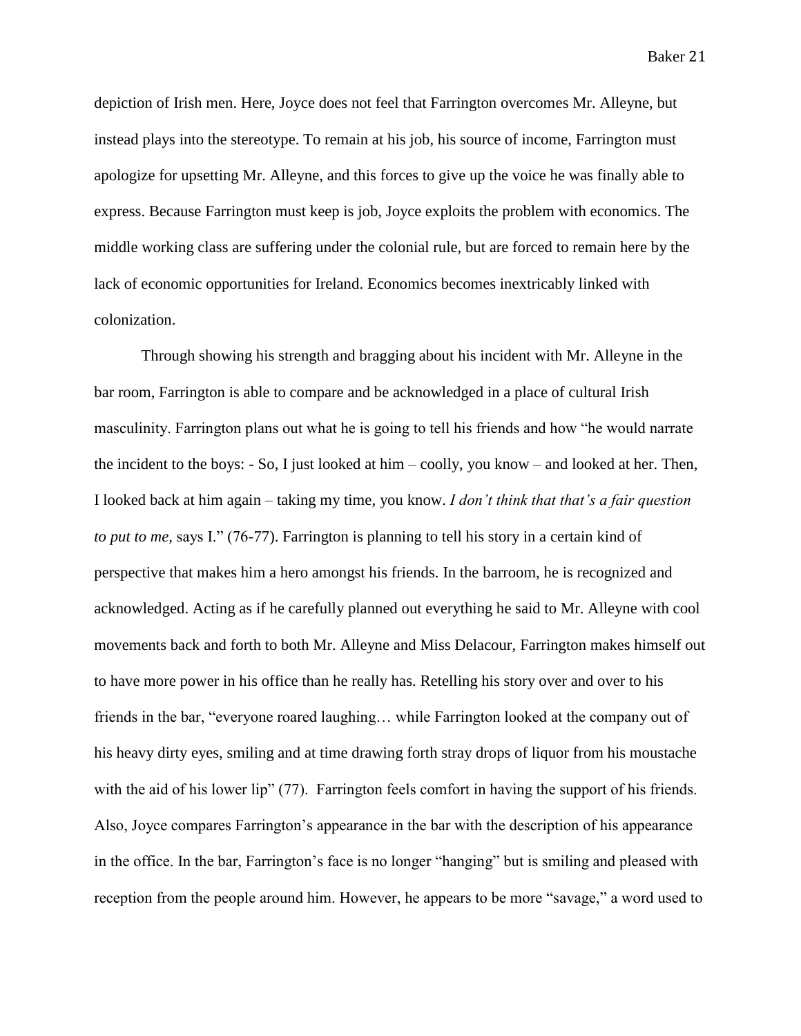depiction of Irish men. Here, Joyce does not feel that Farrington overcomes Mr. Alleyne, but instead plays into the stereotype. To remain at his job, his source of income, Farrington must apologize for upsetting Mr. Alleyne, and this forces to give up the voice he was finally able to express. Because Farrington must keep is job, Joyce exploits the problem with economics. The middle working class are suffering under the colonial rule, but are forced to remain here by the lack of economic opportunities for Ireland. Economics becomes inextricably linked with colonization.

Through showing his strength and bragging about his incident with Mr. Alleyne in the bar room, Farrington is able to compare and be acknowledged in a place of cultural Irish masculinity. Farrington plans out what he is going to tell his friends and how "he would narrate the incident to the boys: - So, I just looked at him – coolly, you know – and looked at her. Then, I looked back at him again – taking my time, you know. *I don't think that that's a fair question to put to me,* says I." (76-77). Farrington is planning to tell his story in a certain kind of perspective that makes him a hero amongst his friends. In the barroom, he is recognized and acknowledged. Acting as if he carefully planned out everything he said to Mr. Alleyne with cool movements back and forth to both Mr. Alleyne and Miss Delacour, Farrington makes himself out to have more power in his office than he really has. Retelling his story over and over to his friends in the bar, "everyone roared laughing… while Farrington looked at the company out of his heavy dirty eyes, smiling and at time drawing forth stray drops of liquor from his moustache with the aid of his lower lip" (77). Farrington feels comfort in having the support of his friends. Also, Joyce compares Farrington's appearance in the bar with the description of his appearance in the office. In the bar, Farrington's face is no longer "hanging" but is smiling and pleased with reception from the people around him. However, he appears to be more "savage," a word used to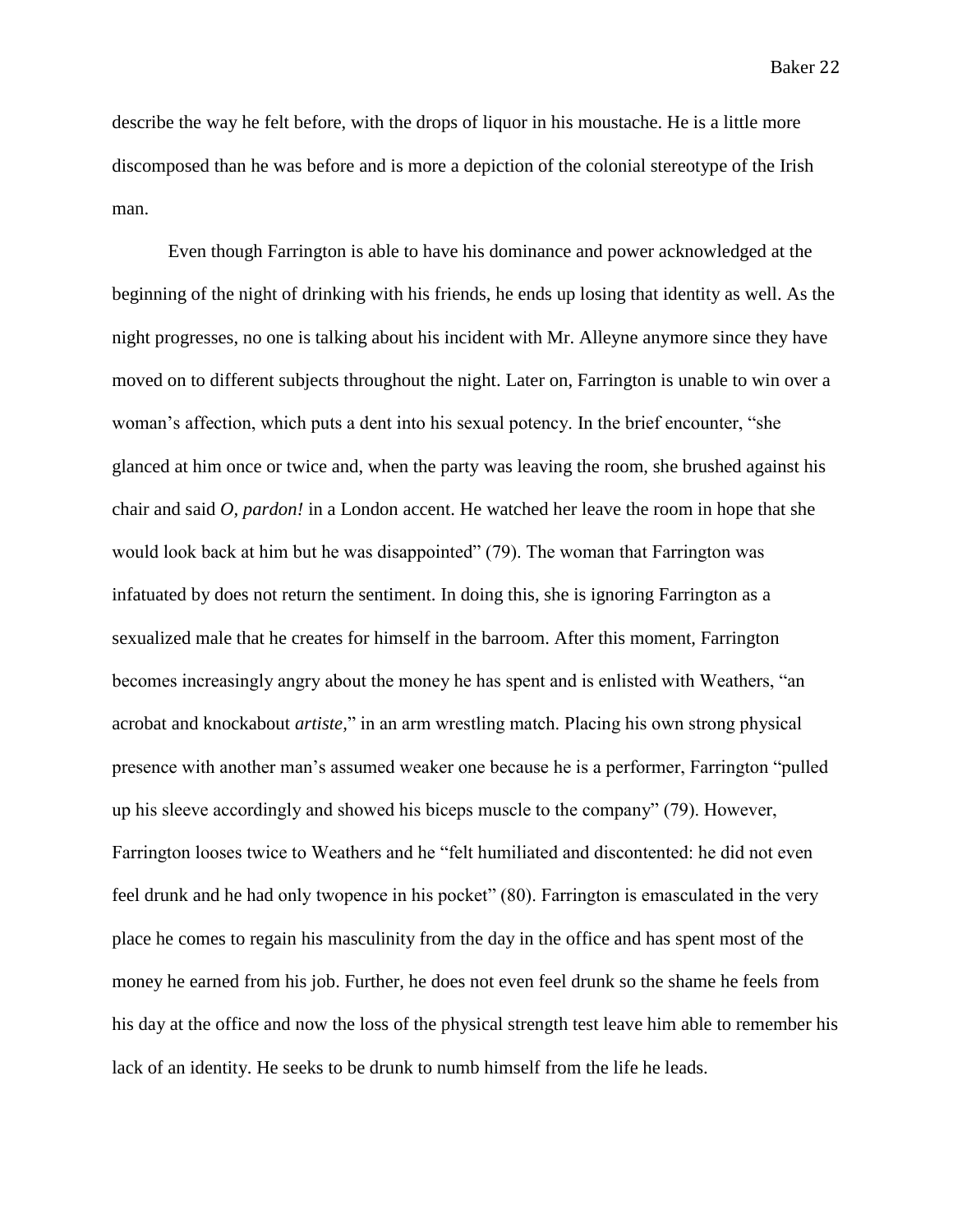describe the way he felt before, with the drops of liquor in his moustache. He is a little more discomposed than he was before and is more a depiction of the colonial stereotype of the Irish man.

Even though Farrington is able to have his dominance and power acknowledged at the beginning of the night of drinking with his friends, he ends up losing that identity as well. As the night progresses, no one is talking about his incident with Mr. Alleyne anymore since they have moved on to different subjects throughout the night. Later on, Farrington is unable to win over a woman's affection, which puts a dent into his sexual potency. In the brief encounter, "she glanced at him once or twice and, when the party was leaving the room, she brushed against his chair and said *O, pardon!* in a London accent. He watched her leave the room in hope that she would look back at him but he was disappointed" (79). The woman that Farrington was infatuated by does not return the sentiment. In doing this, she is ignoring Farrington as a sexualized male that he creates for himself in the barroom. After this moment, Farrington becomes increasingly angry about the money he has spent and is enlisted with Weathers, "an acrobat and knockabout *artiste*," in an arm wrestling match. Placing his own strong physical presence with another man's assumed weaker one because he is a performer, Farrington "pulled up his sleeve accordingly and showed his biceps muscle to the company" (79). However, Farrington looses twice to Weathers and he "felt humiliated and discontented: he did not even feel drunk and he had only twopence in his pocket" (80). Farrington is emasculated in the very place he comes to regain his masculinity from the day in the office and has spent most of the money he earned from his job. Further, he does not even feel drunk so the shame he feels from his day at the office and now the loss of the physical strength test leave him able to remember his lack of an identity. He seeks to be drunk to numb himself from the life he leads.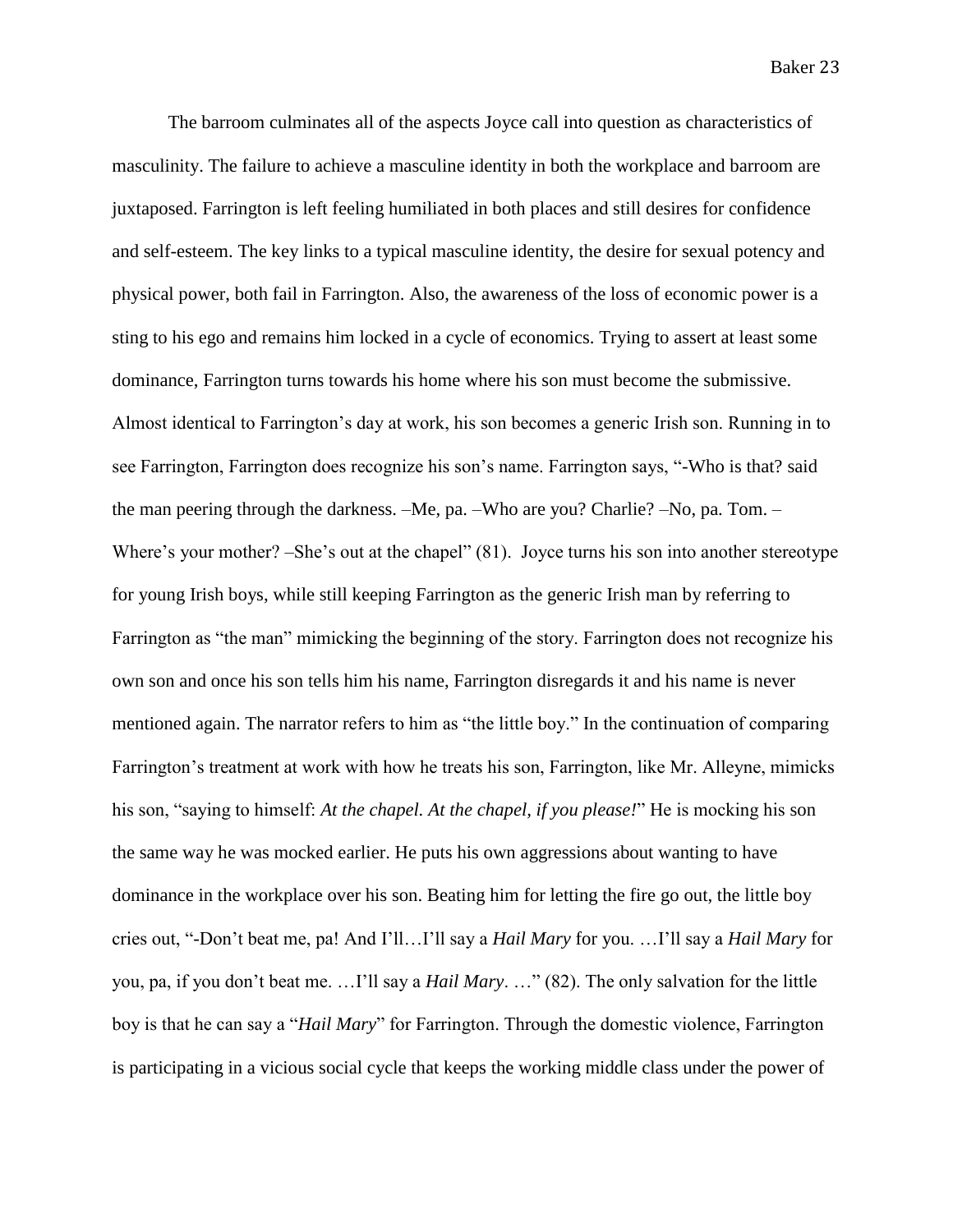The barroom culminates all of the aspects Joyce call into question as characteristics of masculinity. The failure to achieve a masculine identity in both the workplace and barroom are juxtaposed. Farrington is left feeling humiliated in both places and still desires for confidence and self-esteem. The key links to a typical masculine identity, the desire for sexual potency and physical power, both fail in Farrington. Also, the awareness of the loss of economic power is a sting to his ego and remains him locked in a cycle of economics. Trying to assert at least some dominance, Farrington turns towards his home where his son must become the submissive. Almost identical to Farrington's day at work, his son becomes a generic Irish son. Running in to see Farrington, Farrington does recognize his son's name. Farrington says, "-Who is that? said the man peering through the darkness. –Me, pa. –Who are you? Charlie? –No, pa. Tom. –Where's your mother? –She's out at the chapel" (81). Joyce turns his son into another stereotype for young Irish boys, while still keeping Farrington as the generic Irish man by referring to Farrington as "the man" mimicking the beginning of the story. Farrington does not recognize his own son and once his son tells him his name, Farrington disregards it and his name is never mentioned again. The narrator refers to him as "the little boy." In the continuation of comparing Farrington's treatment at work with how he treats his son, Farrington, like Mr. Alleyne, mimicks his son, "saying to himself: *At the chapel. At the chapel, if you please!*" He is mocking his son the same way he was mocked earlier. He puts his own aggressions about wanting to have dominance in the workplace over his son. Beating him for letting the fire go out, the little boy cries out, "-Don't beat me, pa! And I'll…I'll say a *Hail Mary* for you. …I'll say a *Hail Mary* for you, pa, if you don't beat me. …I'll say a *Hail Mary*. …" (82). The only salvation for the little boy is that he can say a "*Hail Mary*" for Farrington. Through the domestic violence, Farrington is participating in a vicious social cycle that keeps the working middle class under the power of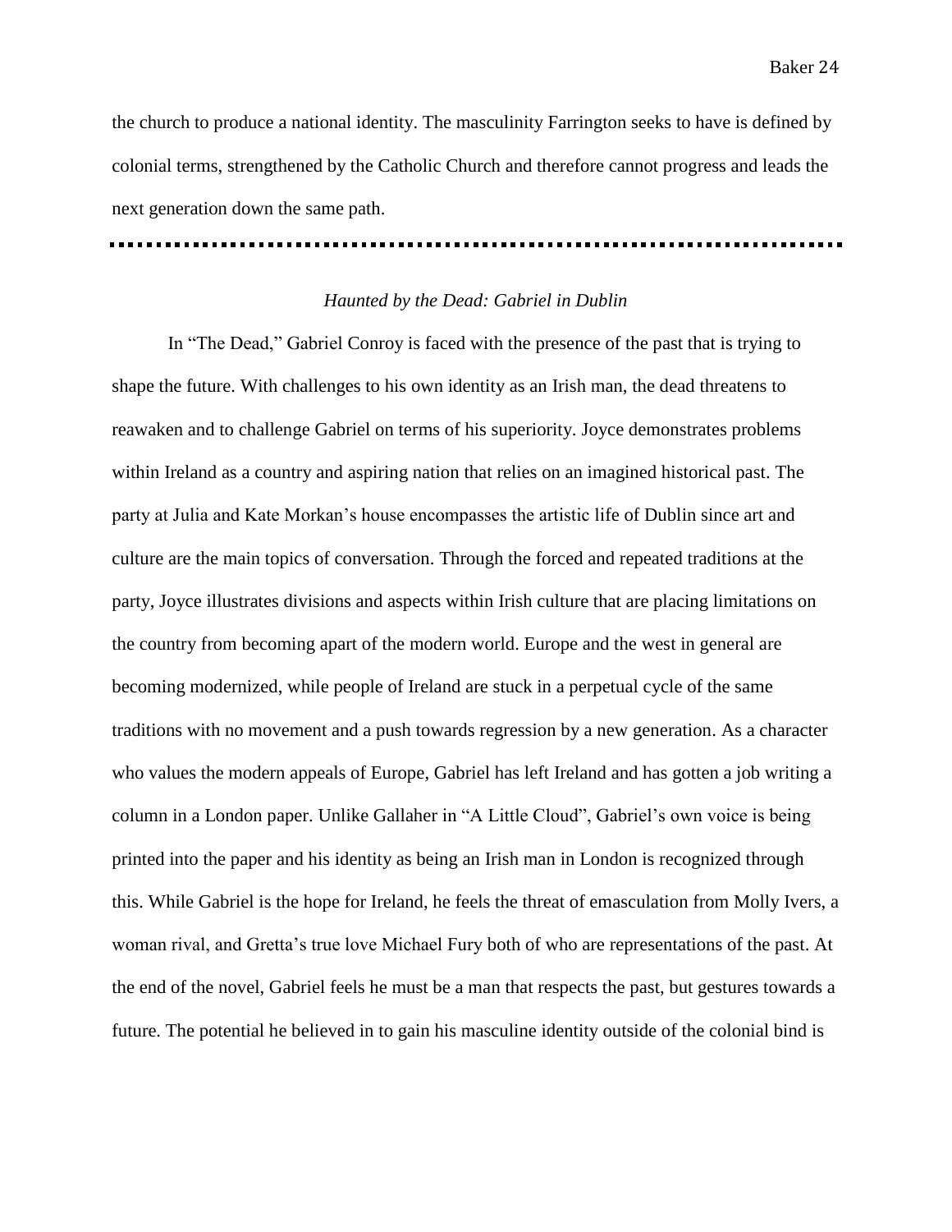the church to produce a national identity. The masculinity Farrington seeks to have is defined by colonial terms, strengthened by the Catholic Church and therefore cannot progress and leads the next generation down the same path.

---

*Haunted by the Dead: Gabriel in Dublin*

In "The Dead," Gabriel Conroy is faced with the presence of the past that is trying to shape the future. With challenges to his own identity as an Irish man, the dead threatens to reawaken and to challenge Gabriel on terms of his superiority. Joyce demonstrates problems within Ireland as a country and aspiring nation that relies on an imagined historical past. The party at Julia and Kate Morkan's house encompasses the artistic life of Dublin since art and culture are the main topics of conversation. Through the forced and repeated traditions at the party, Joyce illustrates divisions and aspects within Irish culture that are placing limitations on the country from becoming apart of the modern world. Europe and the west in general are becoming modernized, while people of Ireland are stuck in a perpetual cycle of the same traditions with no movement and a push towards regression by a new generation. As a character who values the modern appeals of Europe, Gabriel has left Ireland and has gotten a job writing a column in a London paper. Unlike Gallaher in "A Little Cloud", Gabriel's own voice is being printed into the paper and his identity as being an Irish man in London is recognized through this. While Gabriel is the hope for Ireland, he feels the threat of emasculation from Molly Ivers, a woman rival, and Gretta's true love Michael Fury both of who are representations of the past. At the end of the novel, Gabriel feels he must be a man that respects the past, but gestures towards a future. The potential he believed in to gain his masculine identity outside of the colonial bind is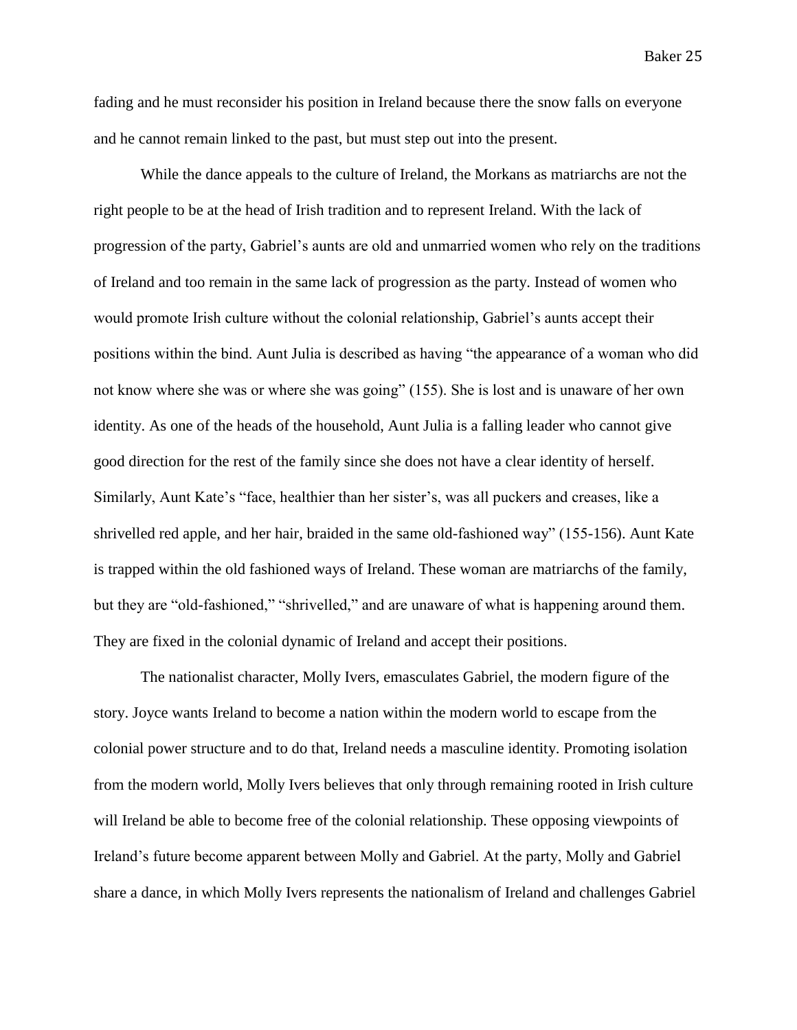fading and he must reconsider his position in Ireland because there the snow falls on everyone and he cannot remain linked to the past, but must step out into the present.

While the dance appeals to the culture of Ireland, the Morkans as matriarchs are not the right people to be at the head of Irish tradition and to represent Ireland. With the lack of progression of the party, Gabriel's aunts are old and unmarried women who rely on the traditions of Ireland and too remain in the same lack of progression as the party. Instead of women who would promote Irish culture without the colonial relationship, Gabriel's aunts accept their positions within the bind. Aunt Julia is described as having "the appearance of a woman who did not know where she was or where she was going" (155). She is lost and is unaware of her own identity. As one of the heads of the household, Aunt Julia is a falling leader who cannot give good direction for the rest of the family since she does not have a clear identity of herself. Similarly, Aunt Kate's "face, healthier than her sister's, was all puckers and creases, like a shrivelled red apple, and her hair, braided in the same old-fashioned way" (155-156). Aunt Kate is trapped within the old fashioned ways of Ireland. These woman are matriarchs of the family, but they are "old-fashioned," "shrivelled," and are unaware of what is happening around them. They are fixed in the colonial dynamic of Ireland and accept their positions.

The nationalist character, Molly Ivers, emasculates Gabriel, the modern figure of the story. Joyce wants Ireland to become a nation within the modern world to escape from the colonial power structure and to do that, Ireland needs a masculine identity. Promoting isolation from the modern world, Molly Ivers believes that only through remaining rooted in Irish culture will Ireland be able to become free of the colonial relationship. These opposing viewpoints of Ireland's future become apparent between Molly and Gabriel. At the party, Molly and Gabriel share a dance, in which Molly Ivers represents the nationalism of Ireland and challenges Gabriel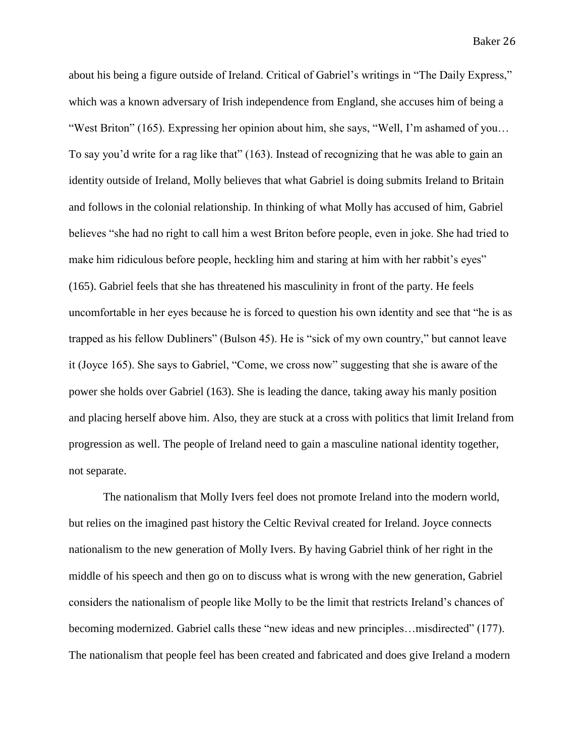about his being a figure outside of Ireland. Critical of Gabriel's writings in "The Daily Express," which was a known adversary of Irish independence from England, she accuses him of being a "West Briton" (165). Expressing her opinion about him, she says, "Well, I'm ashamed of you… To say you'd write for a rag like that" (163). Instead of recognizing that he was able to gain an identity outside of Ireland, Molly believes that what Gabriel is doing submits Ireland to Britain and follows in the colonial relationship. In thinking of what Molly has accused of him, Gabriel believes "she had no right to call him a west Briton before people, even in joke. She had tried to make him ridiculous before people, heckling him and staring at him with her rabbit's eyes" (165). Gabriel feels that she has threatened his masculinity in front of the party. He feels uncomfortable in her eyes because he is forced to question his own identity and see that "he is as trapped as his fellow Dubliners" (Bulson 45). He is "sick of my own country," but cannot leave it (Joyce 165). She says to Gabriel, "Come, we cross now" suggesting that she is aware of the power she holds over Gabriel (163). She is leading the dance, taking away his manly position and placing herself above him. Also, they are stuck at a cross with politics that limit Ireland from progression as well. The people of Ireland need to gain a masculine national identity together, not separate.

The nationalism that Molly Ivers feel does not promote Ireland into the modern world, but relies on the imagined past history the Celtic Revival created for Ireland. Joyce connects nationalism to the new generation of Molly Ivers. By having Gabriel think of her right in the middle of his speech and then go on to discuss what is wrong with the new generation, Gabriel considers the nationalism of people like Molly to be the limit that restricts Ireland's chances of becoming modernized. Gabriel calls these "new ideas and new principles…misdirected" (177). The nationalism that people feel has been created and fabricated and does give Ireland a modern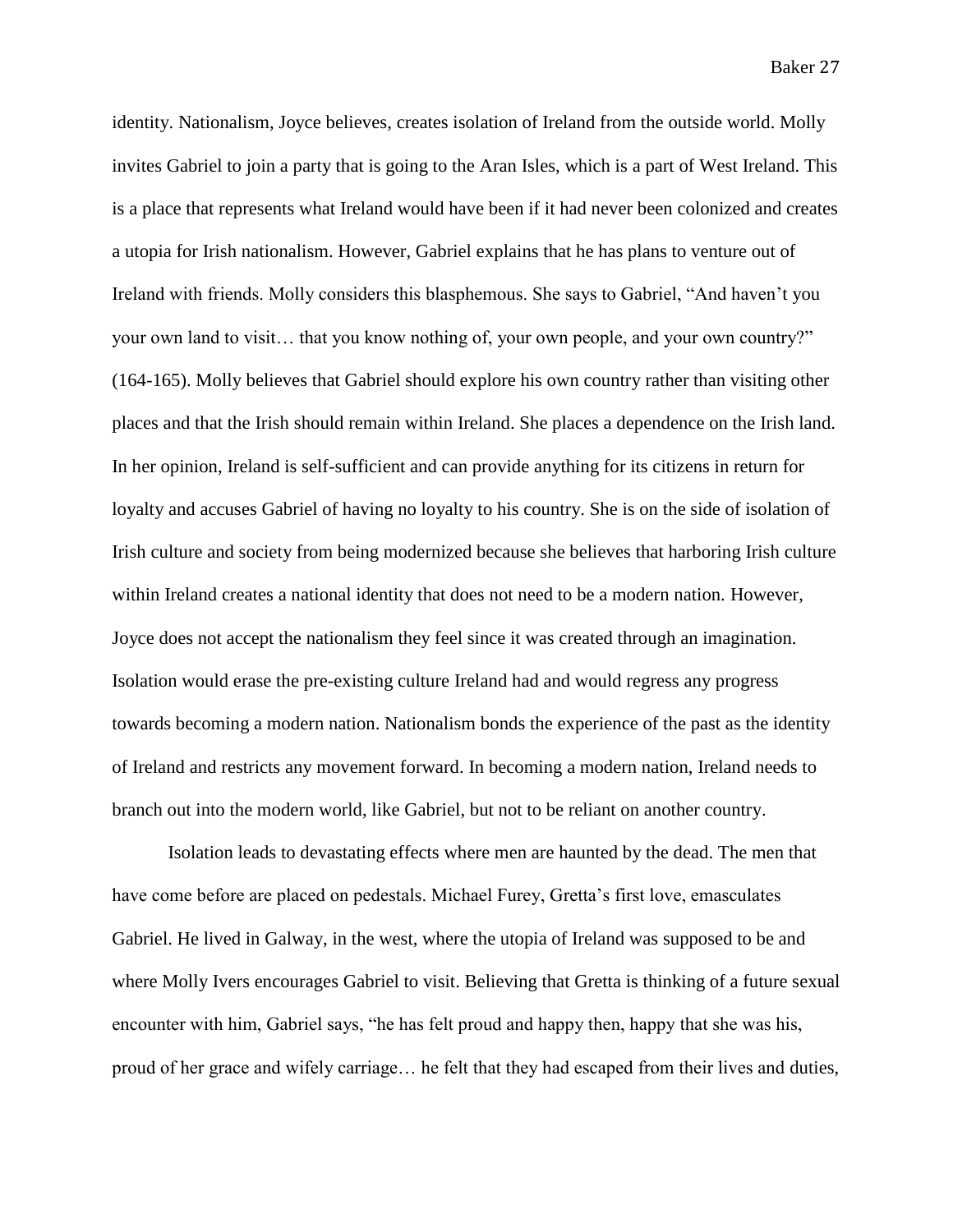identity. Nationalism, Joyce believes, creates isolation of Ireland from the outside world. Molly invites Gabriel to join a party that is going to the Aran Isles, which is a part of West Ireland. This is a place that represents what Ireland would have been if it had never been colonized and creates a utopia for Irish nationalism. However, Gabriel explains that he has plans to venture out of Ireland with friends. Molly considers this blasphemous. She says to Gabriel, "And haven't you your own land to visit… that you know nothing of, your own people, and your own country?" (164-165). Molly believes that Gabriel should explore his own country rather than visiting other places and that the Irish should remain within Ireland. She places a dependence on the Irish land. In her opinion, Ireland is self-sufficient and can provide anything for its citizens in return for loyalty and accuses Gabriel of having no loyalty to his country. She is on the side of isolation of Irish culture and society from being modernized because she believes that harboring Irish culture within Ireland creates a national identity that does not need to be a modern nation. However, Joyce does not accept the nationalism they feel since it was created through an imagination. Isolation would erase the pre-existing culture Ireland had and would regress any progress towards becoming a modern nation. Nationalism bonds the experience of the past as the identity of Ireland and restricts any movement forward. In becoming a modern nation, Ireland needs to branch out into the modern world, like Gabriel, but not to be reliant on another country.

Isolation leads to devastating effects where men are haunted by the dead. The men that have come before are placed on pedestals. Michael Furey, Gretta's first love, emasculates Gabriel. He lived in Galway, in the west, where the utopia of Ireland was supposed to be and where Molly Ivers encourages Gabriel to visit. Believing that Gretta is thinking of a future sexual encounter with him, Gabriel says, "he has felt proud and happy then, happy that she was his, proud of her grace and wifely carriage… he felt that they had escaped from their lives and duties,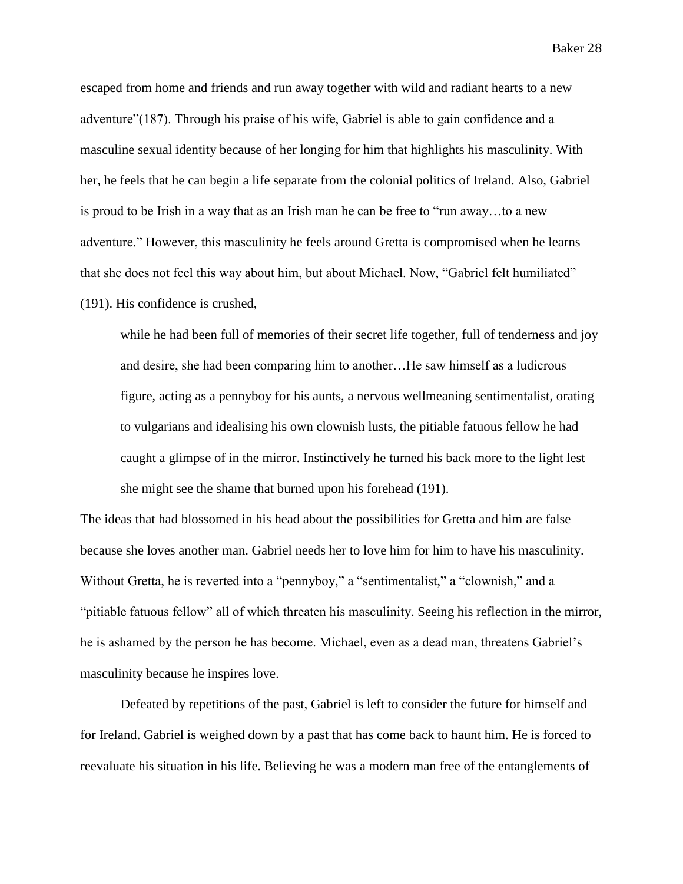escaped from home and friends and run away together with wild and radiant hearts to a new adventure"(187). Through his praise of his wife, Gabriel is able to gain confidence and a masculine sexual identity because of her longing for him that highlights his masculinity. With her, he feels that he can begin a life separate from the colonial politics of Ireland. Also, Gabriel is proud to be Irish in a way that as an Irish man he can be free to "run away…to a new adventure." However, this masculinity he feels around Gretta is compromised when he learns that she does not feel this way about him, but about Michael. Now, "Gabriel felt humiliated" (191). His confidence is crushed,

> while he had been full of memories of their secret life together, full of tenderness and joy and desire, she had been comparing him to another…He saw himself as a ludicrous figure, acting as a pennyboy for his aunts, a nervous wellmeaning sentimentalist, orating to vulgarians and idealising his own clownish lusts, the pitiable fatuous fellow he had caught a glimpse of in the mirror. Instinctively he turned his back more to the light lest she might see the shame that burned upon his forehead (191).

The ideas that had blossomed in his head about the possibilities for Gretta and him are false because she loves another man. Gabriel needs her to love him for him to have his masculinity. Without Gretta, he is reverted into a "pennyboy," a "sentimentalist," a "clownish," and a "pitiable fatuous fellow" all of which threaten his masculinity. Seeing his reflection in the mirror, he is ashamed by the person he has become. Michael, even as a dead man, threatens Gabriel's masculinity because he inspires love.

Defeated by repetitions of the past, Gabriel is left to consider the future for himself and for Ireland. Gabriel is weighed down by a past that has come back to haunt him. He is forced to reevaluate his situation in his life. Believing he was a modern man free of the entanglements of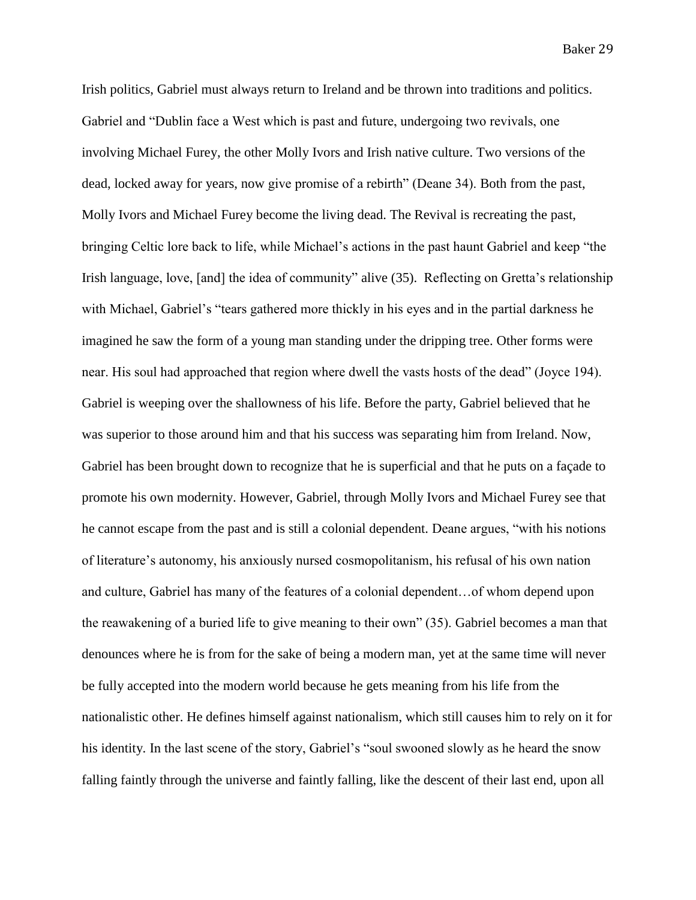Irish politics, Gabriel must always return to Ireland and be thrown into traditions and politics. Gabriel and "Dublin face a West which is past and future, undergoing two revivals, one involving Michael Furey, the other Molly Ivors and Irish native culture. Two versions of the dead, locked away for years, now give promise of a rebirth" (Deane 34). Both from the past, Molly Ivors and Michael Furey become the living dead. The Revival is recreating the past, bringing Celtic lore back to life, while Michael's actions in the past haunt Gabriel and keep "the Irish language, love, [and] the idea of community" alive (35). Reflecting on Gretta's relationship with Michael, Gabriel's "tears gathered more thickly in his eyes and in the partial darkness he imagined he saw the form of a young man standing under the dripping tree. Other forms were near. His soul had approached that region where dwell the vasts hosts of the dead" (Joyce 194). Gabriel is weeping over the shallowness of his life. Before the party, Gabriel believed that he was superior to those around him and that his success was separating him from Ireland. Now, Gabriel has been brought down to recognize that he is superficial and that he puts on a façade to promote his own modernity. However, Gabriel, through Molly Ivors and Michael Furey see that he cannot escape from the past and is still a colonial dependent. Deane argues, "with his notions of literature's autonomy, his anxiously nursed cosmopolitanism, his refusal of his own nation and culture, Gabriel has many of the features of a colonial dependent…of whom depend upon the reawakening of a buried life to give meaning to their own" (35). Gabriel becomes a man that denounces where he is from for the sake of being a modern man, yet at the same time will never be fully accepted into the modern world because he gets meaning from his life from the nationalistic other. He defines himself against nationalism, which still causes him to rely on it for his identity. In the last scene of the story, Gabriel's "soul swooned slowly as he heard the snow falling faintly through the universe and faintly falling, like the descent of their last end, upon all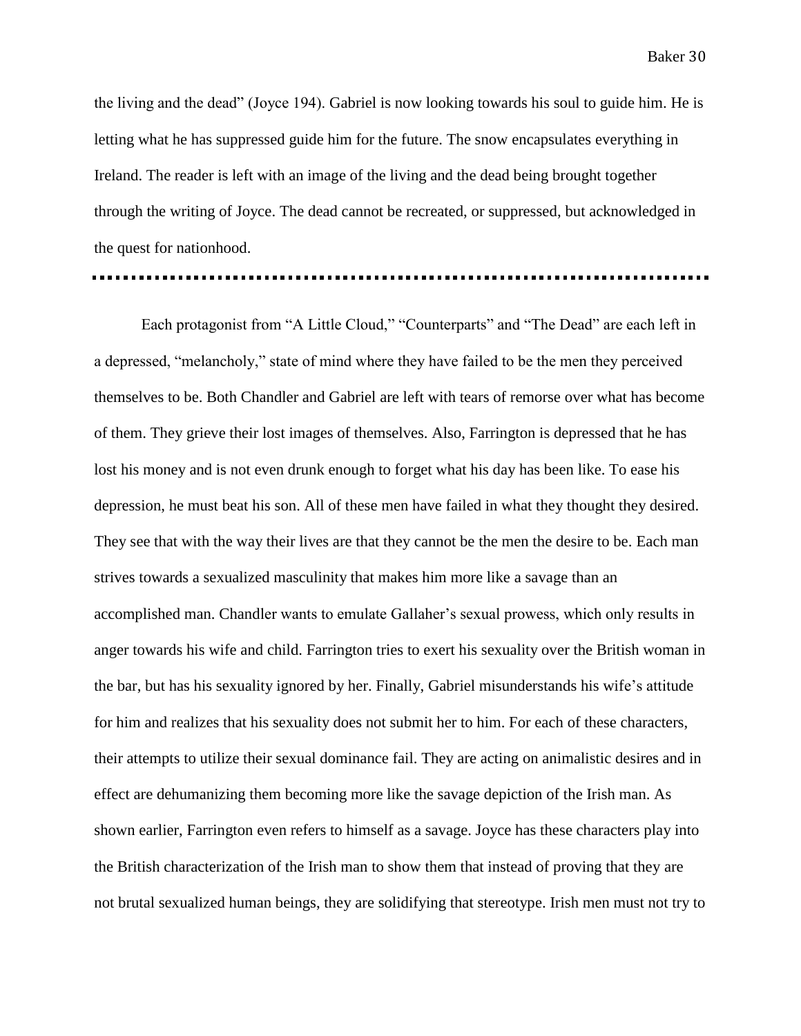the living and the dead" (Joyce 194). Gabriel is now looking towards his soul to guide him. He is letting what he has suppressed guide him for the future. The snow encapsulates everything in Ireland. The reader is left with an image of the living and the dead being brought together through the writing of Joyce. The dead cannot be recreated, or suppressed, but acknowledged in the quest for nationhood.

---

Each protagonist from "A Little Cloud," "Counterparts" and "The Dead" are each left in a depressed, "melancholy," state of mind where they have failed to be the men they perceived themselves to be. Both Chandler and Gabriel are left with tears of remorse over what has become of them. They grieve their lost images of themselves. Also, Farrington is depressed that he has lost his money and is not even drunk enough to forget what his day has been like. To ease his depression, he must beat his son. All of these men have failed in what they thought they desired. They see that with the way their lives are that they cannot be the men the desire to be. Each man strives towards a sexualized masculinity that makes him more like a savage than an accomplished man. Chandler wants to emulate Gallaher's sexual prowess, which only results in anger towards his wife and child. Farrington tries to exert his sexuality over the British woman in the bar, but has his sexuality ignored by her. Finally, Gabriel misunderstands his wife's attitude for him and realizes that his sexuality does not submit her to him. For each of these characters, their attempts to utilize their sexual dominance fail. They are acting on animalistic desires and in effect are dehumanizing them becoming more like the savage depiction of the Irish man. As shown earlier, Farrington even refers to himself as a savage. Joyce has these characters play into the British characterization of the Irish man to show them that instead of proving that they are not brutal sexualized human beings, they are solidifying that stereotype. Irish men must not try to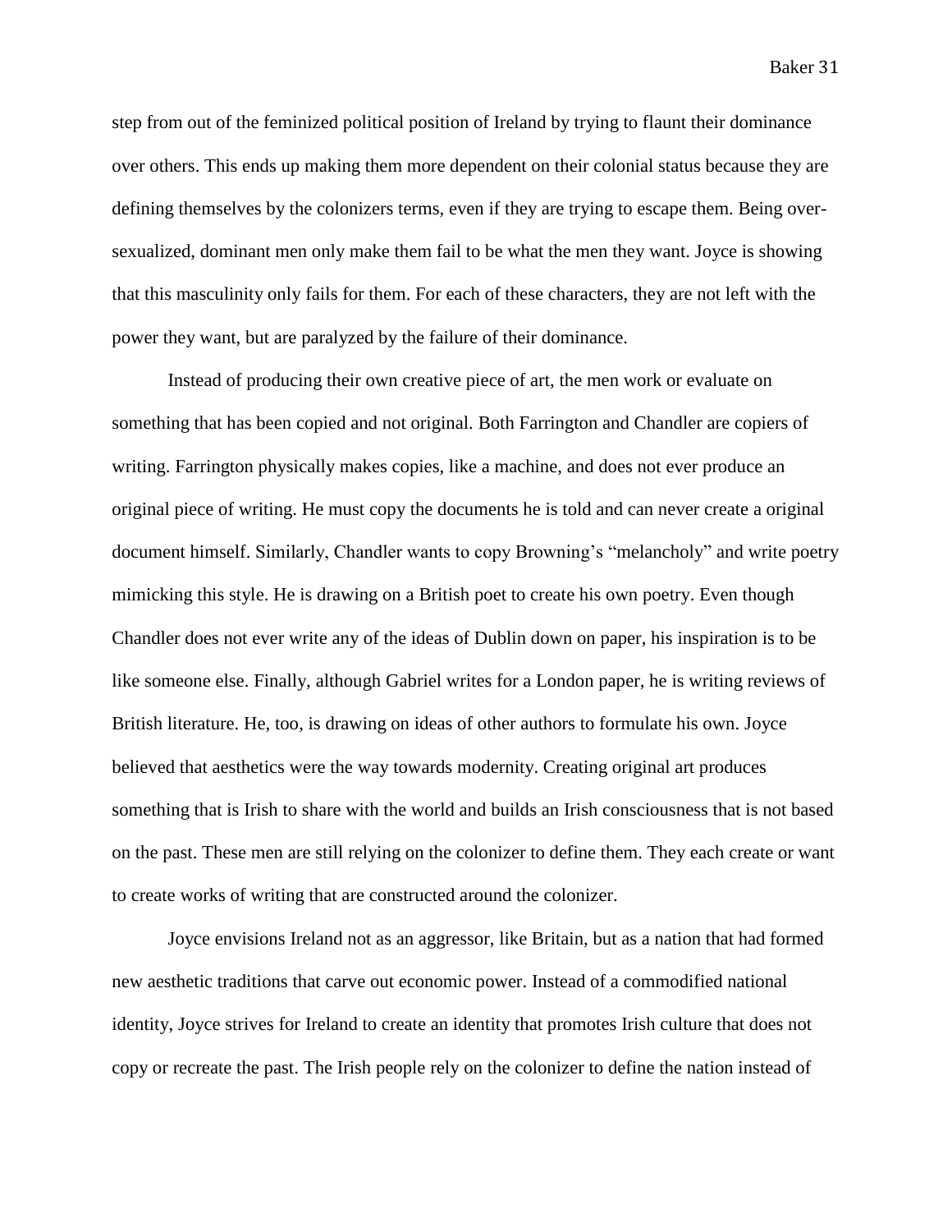step from out of the feminized political position of Ireland by trying to flaunt their dominance over others. This ends up making them more dependent on their colonial status because they are defining themselves by the colonizers terms, even if they are trying to escape them. Being over-sexualized, dominant men only make them fail to be what the men they want. Joyce is showing that this masculinity only fails for them. For each of these characters, they are not left with the power they want, but are paralyzed by the failure of their dominance.

Instead of producing their own creative piece of art, the men work or evaluate on something that has been copied and not original. Both Farrington and Chandler are copiers of writing. Farrington physically makes copies, like a machine, and does not ever produce an original piece of writing. He must copy the documents he is told and can never create a original document himself. Similarly, Chandler wants to copy Browning's "melancholy" and write poetry mimicking this style. He is drawing on a British poet to create his own poetry. Even though Chandler does not ever write any of the ideas of Dublin down on paper, his inspiration is to be like someone else. Finally, although Gabriel writes for a London paper, he is writing reviews of British literature. He, too, is drawing on ideas of other authors to formulate his own. Joyce believed that aesthetics were the way towards modernity. Creating original art produces something that is Irish to share with the world and builds an Irish consciousness that is not based on the past. These men are still relying on the colonizer to define them. They each create or want to create works of writing that are constructed around the colonizer.

Joyce envisions Ireland not as an aggressor, like Britain, but as a nation that had formed new aesthetic traditions that carve out economic power. Instead of a commodified national identity, Joyce strives for Ireland to create an identity that promotes Irish culture that does not copy or recreate the past. The Irish people rely on the colonizer to define the nation instead of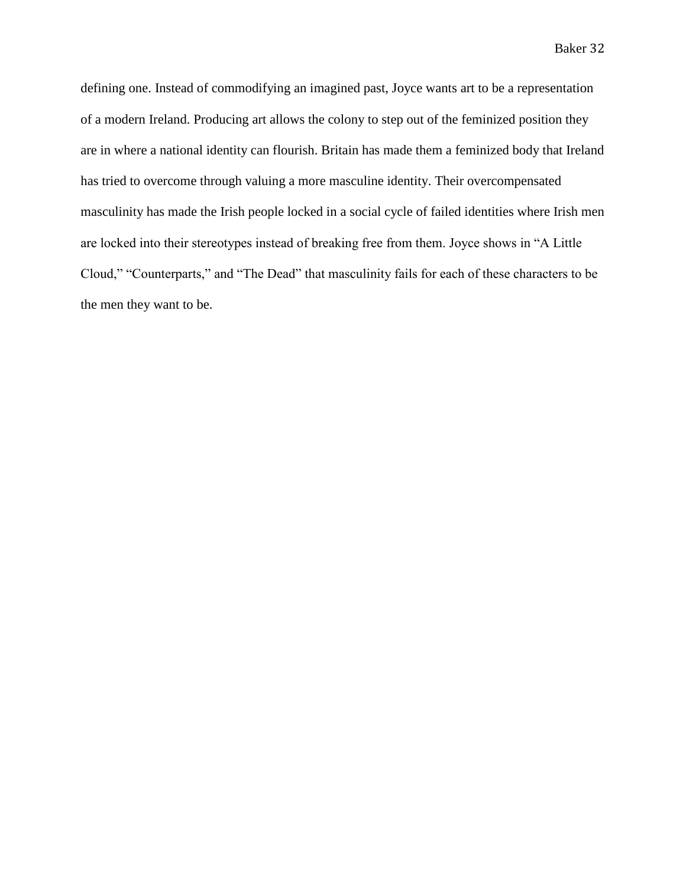defining one. Instead of commodifying an imagined past, Joyce wants art to be a representation of a modern Ireland. Producing art allows the colony to step out of the feminized position they are in where a national identity can flourish. Britain has made them a feminized body that Ireland has tried to overcome through valuing a more masculine identity. Their overcompensated masculinity has made the Irish people locked in a social cycle of failed identities where Irish men are locked into their stereotypes instead of breaking free from them. Joyce shows in "A Little Cloud," "Counterparts," and "The Dead" that masculinity fails for each of these characters to be the men they want to be.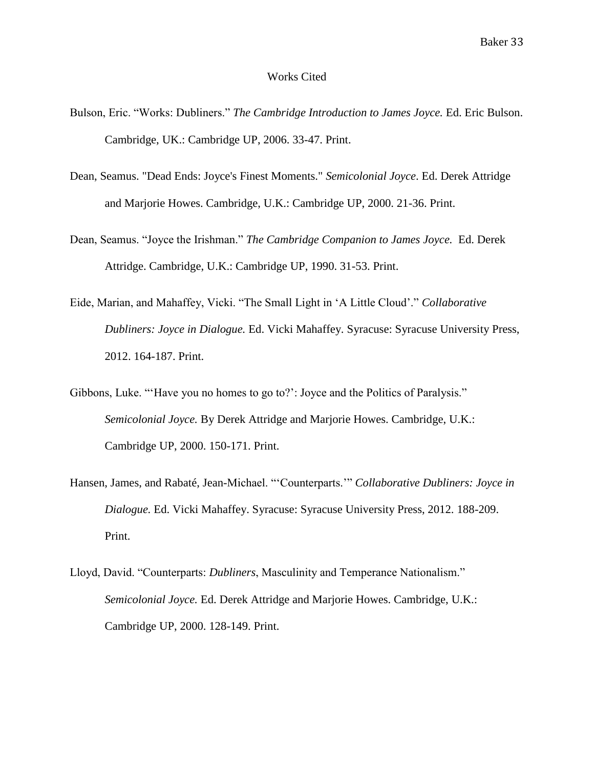# Works Cited

Bulson, Eric. “Works: Dubliners.” *The Cambridge Introduction to James Joyce.* Ed. Eric Bulson. Cambridge, UK.: Cambridge UP, 2006. 33-47. Print.

Dean, Seamus. "Dead Ends: Joyce's Finest Moments." *Semicolonial Joyce*. Ed. Derek Attridge and Marjorie Howes. Cambridge, U.K.: Cambridge UP, 2000. 21-36. Print.

Dean, Seamus. “Joyce the Irishman.” *The Cambridge Companion to James Joyce.* Ed. Derek Attridge. Cambridge, U.K.: Cambridge UP, 1990. 31-53. Print.

Eide, Marian, and Mahaffey, Vicki. “The Small Light in ‘A Little Cloud’.” *Collaborative Dubliners: Joyce in Dialogue.* Ed. Vicki Mahaffey. Syracuse: Syracuse University Press, 2012. 164-187. Print.

Gibbons, Luke. “‘Have you no homes to go to?’: Joyce and the Politics of Paralysis.” *Semicolonial Joyce.* By Derek Attridge and Marjorie Howes. Cambridge, U.K.: Cambridge UP, 2000. 150-171. Print.

Hansen, James, and Rabaté, Jean-Michael. “‘Counterparts.’” *Collaborative Dubliners: Joyce in Dialogue.* Ed. Vicki Mahaffey. Syracuse: Syracuse University Press, 2012. 188-209. Print.

Lloyd, David. “Counterparts: *Dubliners*, Masculinity and Temperance Nationalism.” *Semicolonial Joyce.* Ed. Derek Attridge and Marjorie Howes. Cambridge, U.K.: Cambridge UP, 2000. 128-149. Print.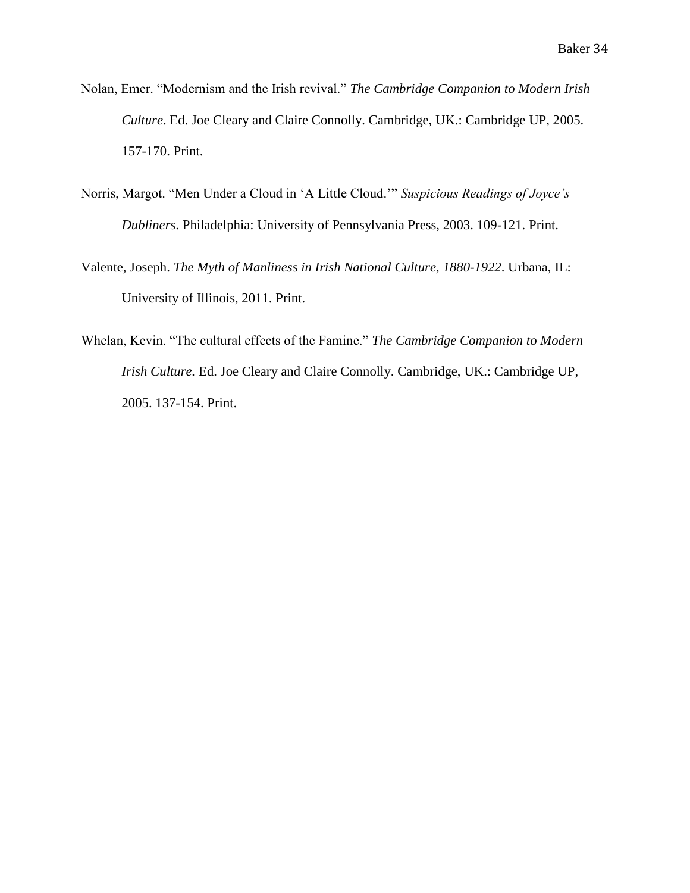Nolan, Emer. "Modernism and the Irish revival." *The Cambridge Companion to Modern Irish Culture*. Ed. Joe Cleary and Claire Connolly. Cambridge, UK.: Cambridge UP, 2005. 157-170. Print.

Norris, Margot. "Men Under a Cloud in 'A Little Cloud.'" *Suspicious Readings of Joyce's Dubliners*. Philadelphia: University of Pennsylvania Press, 2003. 109-121. Print.

Valente, Joseph. *The Myth of Manliness in Irish National Culture, 1880-1922*. Urbana, IL: University of Illinois, 2011. Print.

Whelan, Kevin. "The cultural effects of the Famine." *The Cambridge Companion to Modern Irish Culture.* Ed. Joe Cleary and Claire Connolly. Cambridge, UK.: Cambridge UP, 2005. 137-154. Print.